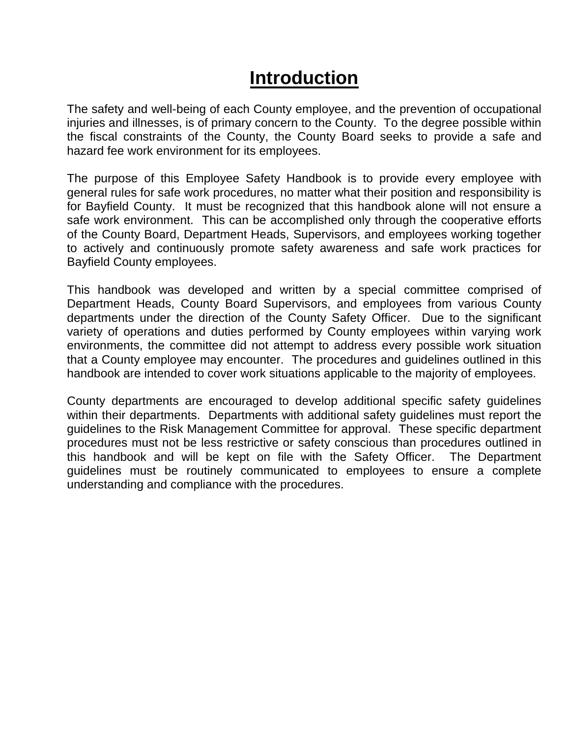# Introduction

The safety and well-being of each County employee, and the prevention of occupational injuries and illnesses, is of primary concern to the County. To the degree possible within the fiscal constraints of the County, the County Board seeks to provide a safe and hazard fee work environment for its employees.

The purpose of this Employee Safety Handbook is to provide every employee with general rules for safe work procedures, no matter what their position and responsibility is for Bayfield County. It must be recognized that this handbook alone will not ensure a safe work environment. This can be accomplished only through the cooperative efforts of the County Board, Department Heads, Supervisors, and employees working together to actively and continuously promote safety awareness and safe work practices for Bayfield County employees.

This handbook was developed and written by a special committee comprised of Department Heads, County Board Supervisors, and employees from various County departments under the direction of the County Safety Officer. Due to the significant variety of operations and duties performed by County employees within varying work environments, the committee did not attempt to address every possible work situation that a County employee may encounter. The procedures and guidelines outlined in this handbook are intended to cover work situations applicable to the majority of employees.

County departments are encouraged to develop additional specific safety guidelines within their departments. Departments with additional safety guidelines must report the guidelines to the Risk Management Committee for approval. These specific department procedures must not be less restrictive or safety conscious than procedures outlined in this handbook and will be kept on file with the Safety Officer. The Department guidelines must be routinely communicated to employees to ensure a complete understanding and compliance with the procedures.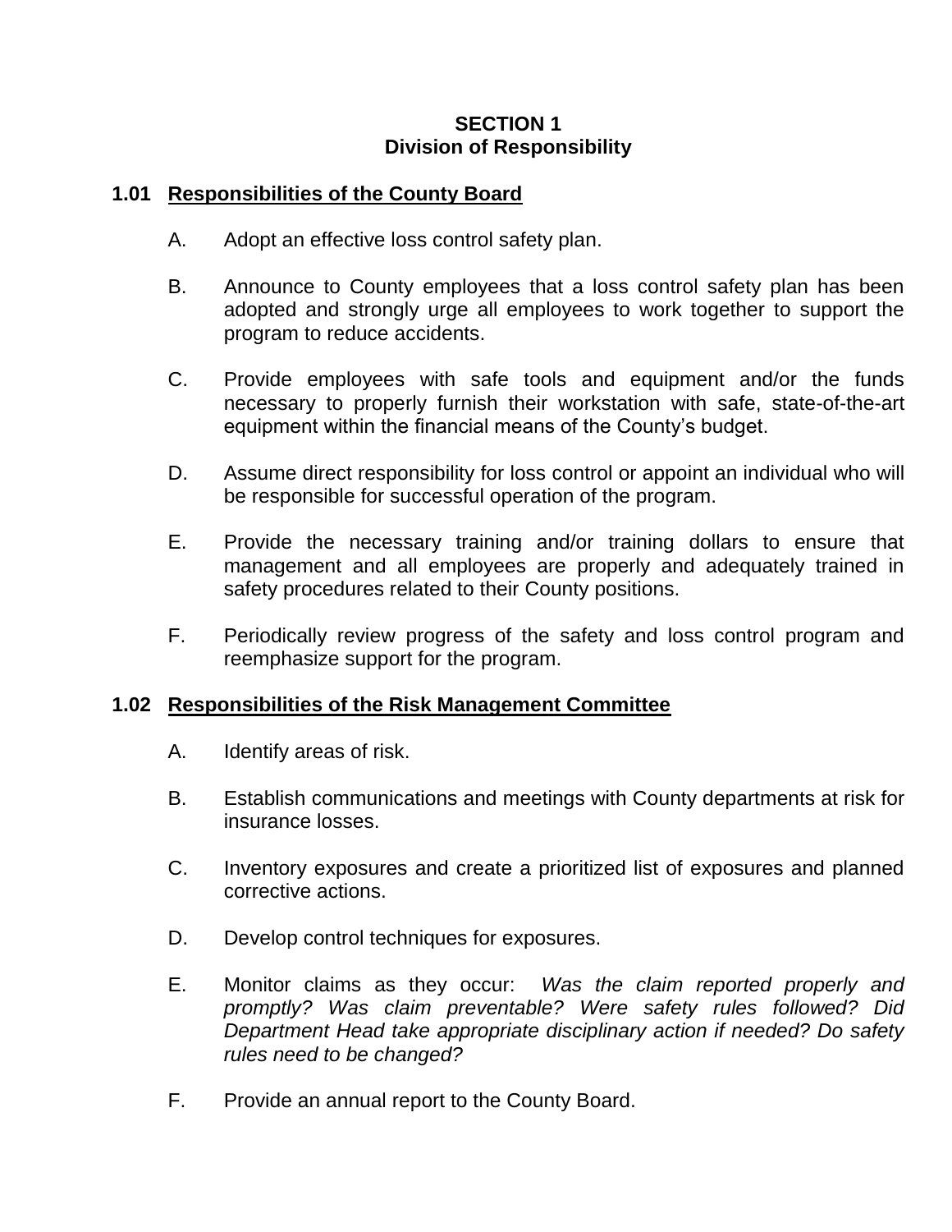# SECTION 1
## Division of Responsibility

### 1.01 Responsibilities of the County Board

A. Adopt an effective loss control safety plan.

B. Announce to County employees that a loss control safety plan has been adopted and strongly urge all employees to work together to support the program to reduce accidents.

C. Provide employees with safe tools and equipment and/or the funds necessary to properly furnish their workstation with safe, state-of-the-art equipment within the financial means of the County's budget.

D. Assume direct responsibility for loss control or appoint an individual who will be responsible for successful operation of the program.

E. Provide the necessary training and/or training dollars to ensure that management and all employees are properly and adequately trained in safety procedures related to their County positions.

F. Periodically review progress of the safety and loss control program and reemphasize support for the program.

### 1.02 Responsibilities of the Risk Management Committee

A. Identify areas of risk.

B. Establish communications and meetings with County departments at risk for insurance losses.

C. Inventory exposures and create a prioritized list of exposures and planned corrective actions.

D. Develop control techniques for exposures.

E. Monitor claims as they occur: *Was the claim reported properly and promptly? Was claim preventable? Were safety rules followed? Did Department Head take appropriate disciplinary action if needed? Do safety rules need to be changed?*

F. Provide an annual report to the County Board.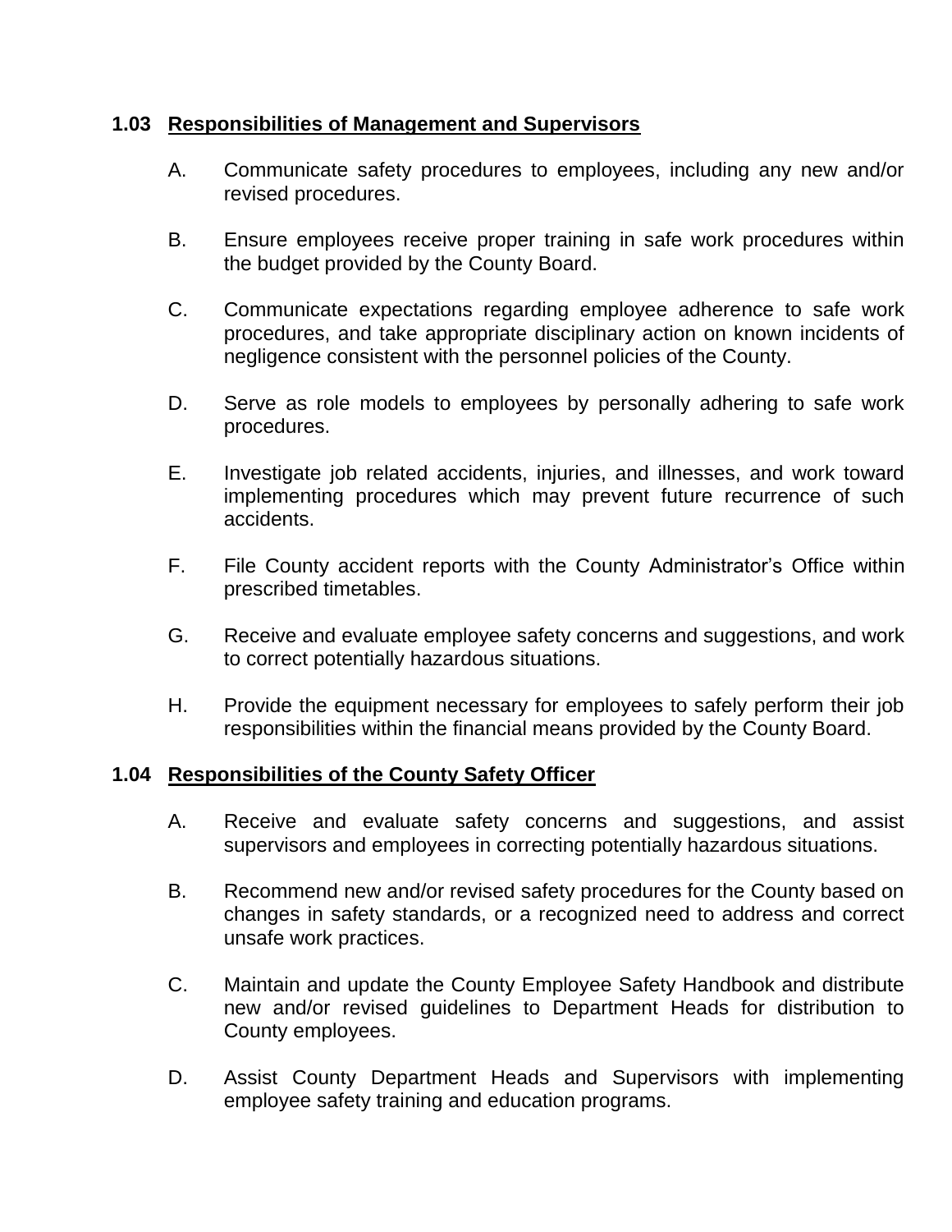### 1.03 Responsibilities of Management and Supervisors

A. Communicate safety procedures to employees, including any new and/or revised procedures.

B. Ensure employees receive proper training in safe work procedures within the budget provided by the County Board.

C. Communicate expectations regarding employee adherence to safe work procedures, and take appropriate disciplinary action on known incidents of negligence consistent with the personnel policies of the County.

D. Serve as role models to employees by personally adhering to safe work procedures.

E. Investigate job related accidents, injuries, and illnesses, and work toward implementing procedures which may prevent future recurrence of such accidents.

F. File County accident reports with the County Administrator's Office within prescribed timetables.

G. Receive and evaluate employee safety concerns and suggestions, and work to correct potentially hazardous situations.

H. Provide the equipment necessary for employees to safely perform their job responsibilities within the financial means provided by the County Board.

### 1.04 Responsibilities of the County Safety Officer

A. Receive and evaluate safety concerns and suggestions, and assist supervisors and employees in correcting potentially hazardous situations.

B. Recommend new and/or revised safety procedures for the County based on changes in safety standards, or a recognized need to address and correct unsafe work practices.

C. Maintain and update the County Employee Safety Handbook and distribute new and/or revised guidelines to Department Heads for distribution to County employees.

D. Assist County Department Heads and Supervisors with implementing employee safety training and education programs.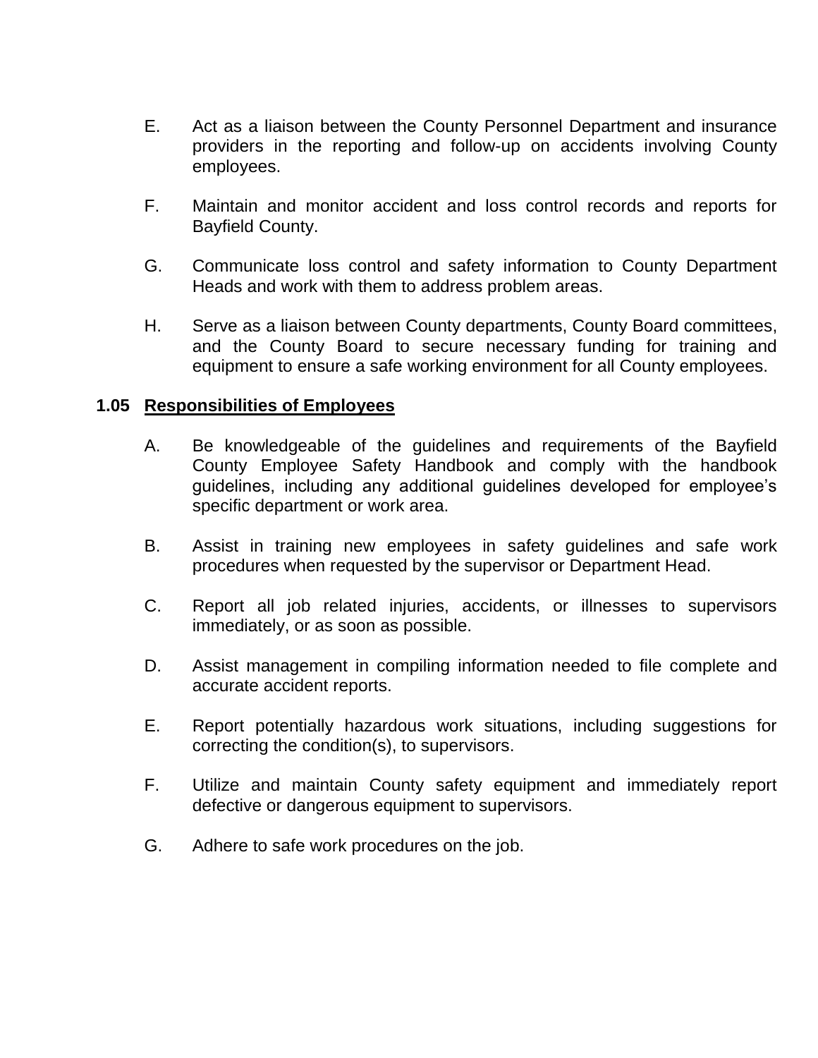E. Act as a liaison between the County Personnel Department and insurance providers in the reporting and follow-up on accidents involving County employees.

F. Maintain and monitor accident and loss control records and reports for Bayfield County.

G. Communicate loss control and safety information to County Department Heads and work with them to address problem areas.

H. Serve as a liaison between County departments, County Board committees, and the County Board to secure necessary funding for training and equipment to ensure a safe working environment for all County employees.

### 1.05 Responsibilities of Employees

A. Be knowledgeable of the guidelines and requirements of the Bayfield County Employee Safety Handbook and comply with the handbook guidelines, including any additional guidelines developed for employee's specific department or work area.

B. Assist in training new employees in safety guidelines and safe work procedures when requested by the supervisor or Department Head.

C. Report all job related injuries, accidents, or illnesses to supervisors immediately, or as soon as possible.

D. Assist management in compiling information needed to file complete and accurate accident reports.

E. Report potentially hazardous work situations, including suggestions for correcting the condition(s), to supervisors.

F. Utilize and maintain County safety equipment and immediately report defective or dangerous equipment to supervisors.

G. Adhere to safe work procedures on the job.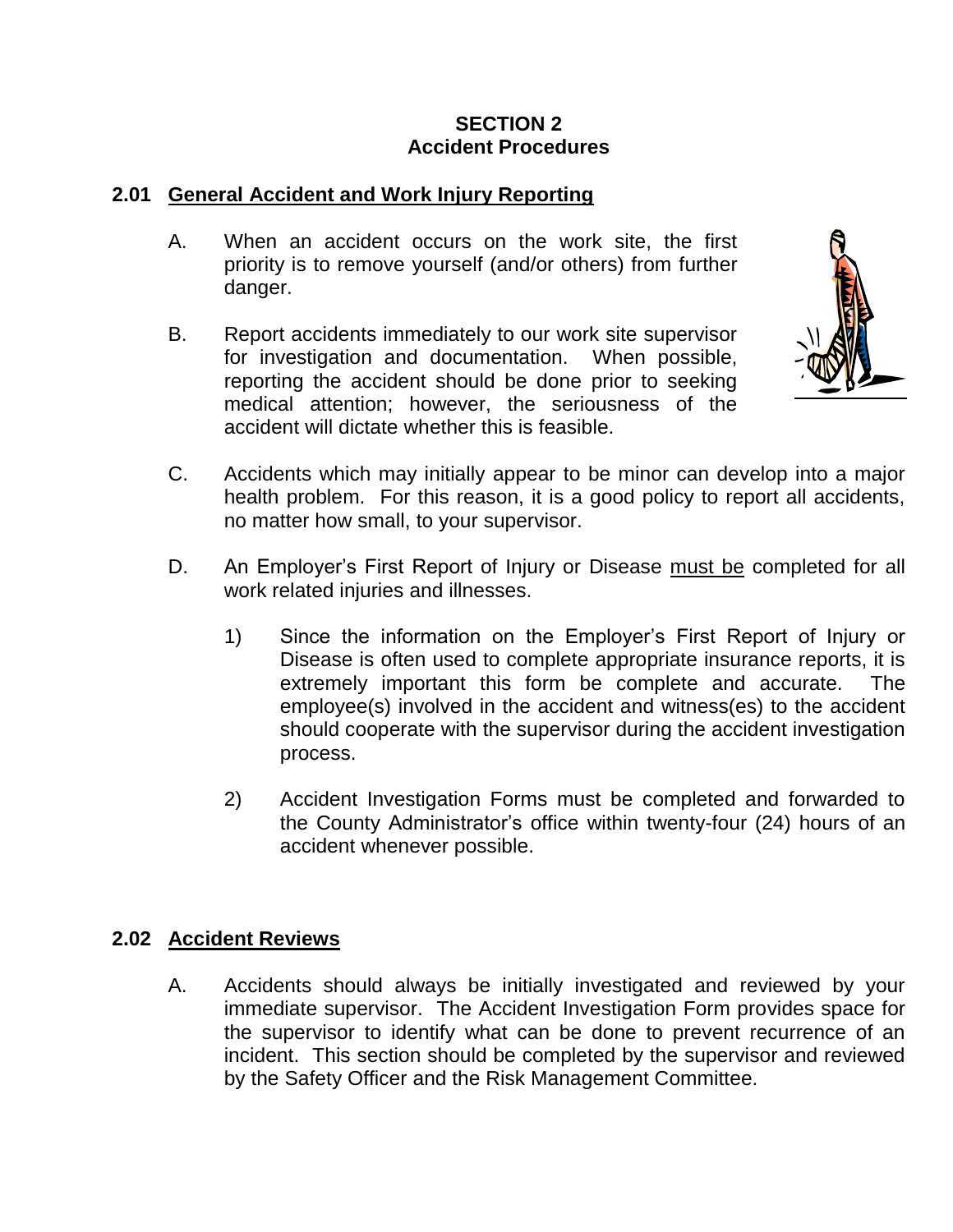# SECTION 2
# Accident Procedures

## 2.01 <u>General Accident and Work Injury Reporting</u>

A. When an accident occurs on the work site, the first priority is to remove yourself (and/or others) from further danger.

B. Report accidents immediately to our work site supervisor for investigation and documentation. When possible, reporting the accident should be done prior to seeking medical attention; however, the seriousness of the accident will dictate whether this is feasible.

C. Accidents which may initially appear to be minor can develop into a major health problem. For this reason, it is a good policy to report all accidents, no matter how small, to your supervisor.

D. An Employer's First Report of Injury or Disease <u>must be</u> completed for all work related injuries and illnesses.

   1) Since the information on the Employer's First Report of Injury or Disease is often used to complete appropriate insurance reports, it is extremely important this form be complete and accurate. The employee(s) involved in the accident and witness(es) to the accident should cooperate with the supervisor during the accident investigation process.

   2) Accident Investigation Forms must be completed and forwarded to the County Administrator's office within twenty-four (24) hours of an accident whenever possible.

## 2.02 <u>Accident Reviews</u>

A. Accidents should always be initially investigated and reviewed by your immediate supervisor. The Accident Investigation Form provides space for the supervisor to identify what can be done to prevent recurrence of an incident. This section should be completed by the supervisor and reviewed by the Safety Officer and the Risk Management Committee.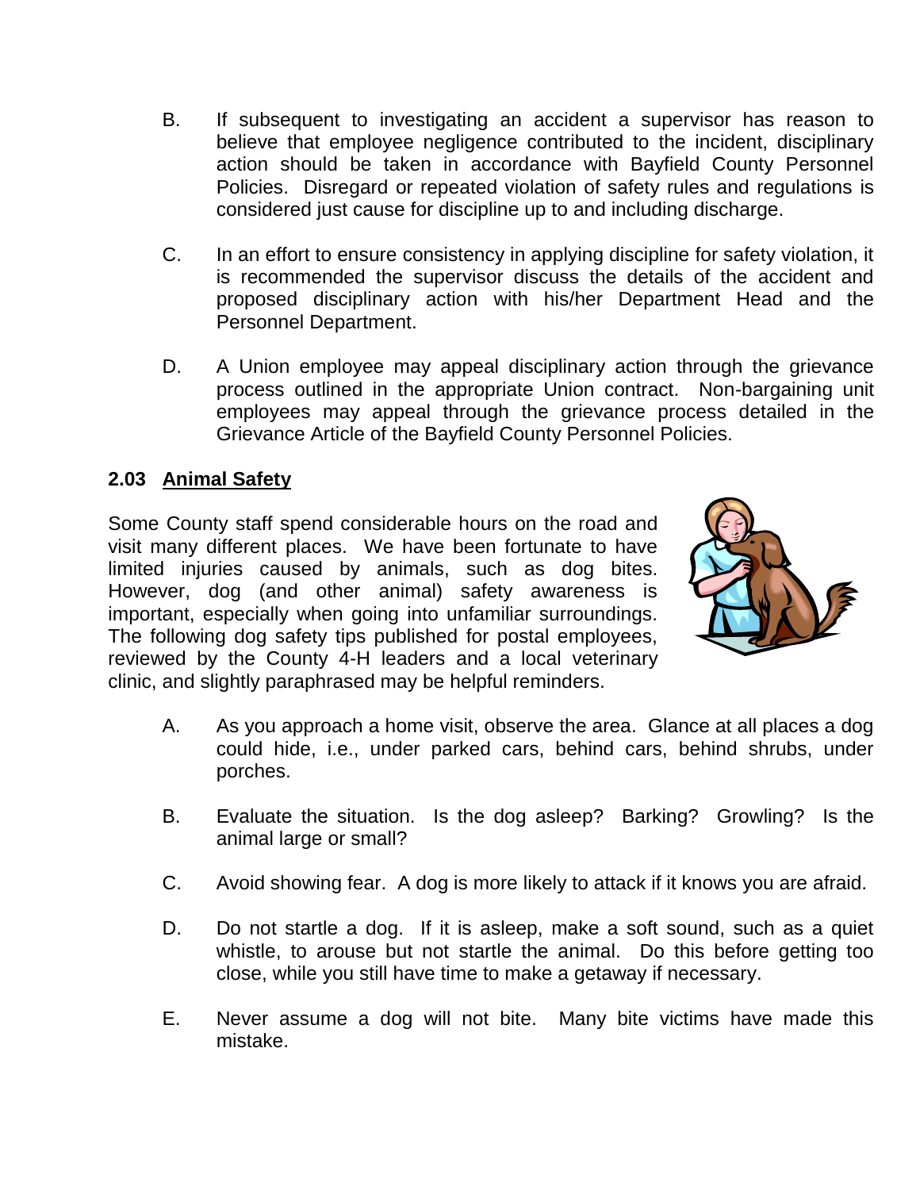B. If subsequent to investigating an accident a supervisor has reason to believe that employee negligence contributed to the incident, disciplinary action should be taken in accordance with Bayfield County Personnel Policies. Disregard or repeated violation of safety rules and regulations is considered just cause for discipline up to and including discharge.

C. In an effort to ensure consistency in applying discipline for safety violation, it is recommended the supervisor discuss the details of the accident and proposed disciplinary action with his/her Department Head and the Personnel Department.

D. A Union employee may appeal disciplinary action through the grievance process outlined in the appropriate Union contract. Non-bargaining unit employees may appeal through the grievance process detailed in the Grievance Article of the Bayfield County Personnel Policies.

## 2.03 Animal Safety

Some County staff spend considerable hours on the road and visit many different places. We have been fortunate to have limited injuries caused by animals, such as dog bites. However, dog (and other animal) safety awareness is important, especially when going into unfamiliar surroundings. The following dog safety tips published for postal employees, reviewed by the County 4-H leaders and a local veterinary clinic, and slightly paraphrased may be helpful reminders.

A. As you approach a home visit, observe the area. Glance at all places a dog could hide, i.e., under parked cars, behind cars, behind shrubs, under porches.

B. Evaluate the situation. Is the dog asleep? Barking? Growling? Is the animal large or small?

C. Avoid showing fear. A dog is more likely to attack if it knows you are afraid.

D. Do not startle a dog. If it is asleep, make a soft sound, such as a quiet whistle, to arouse but not startle the animal. Do this before getting too close, while you still have time to make a getaway if necessary.

E. Never assume a dog will not bite. Many bite victims have made this mistake.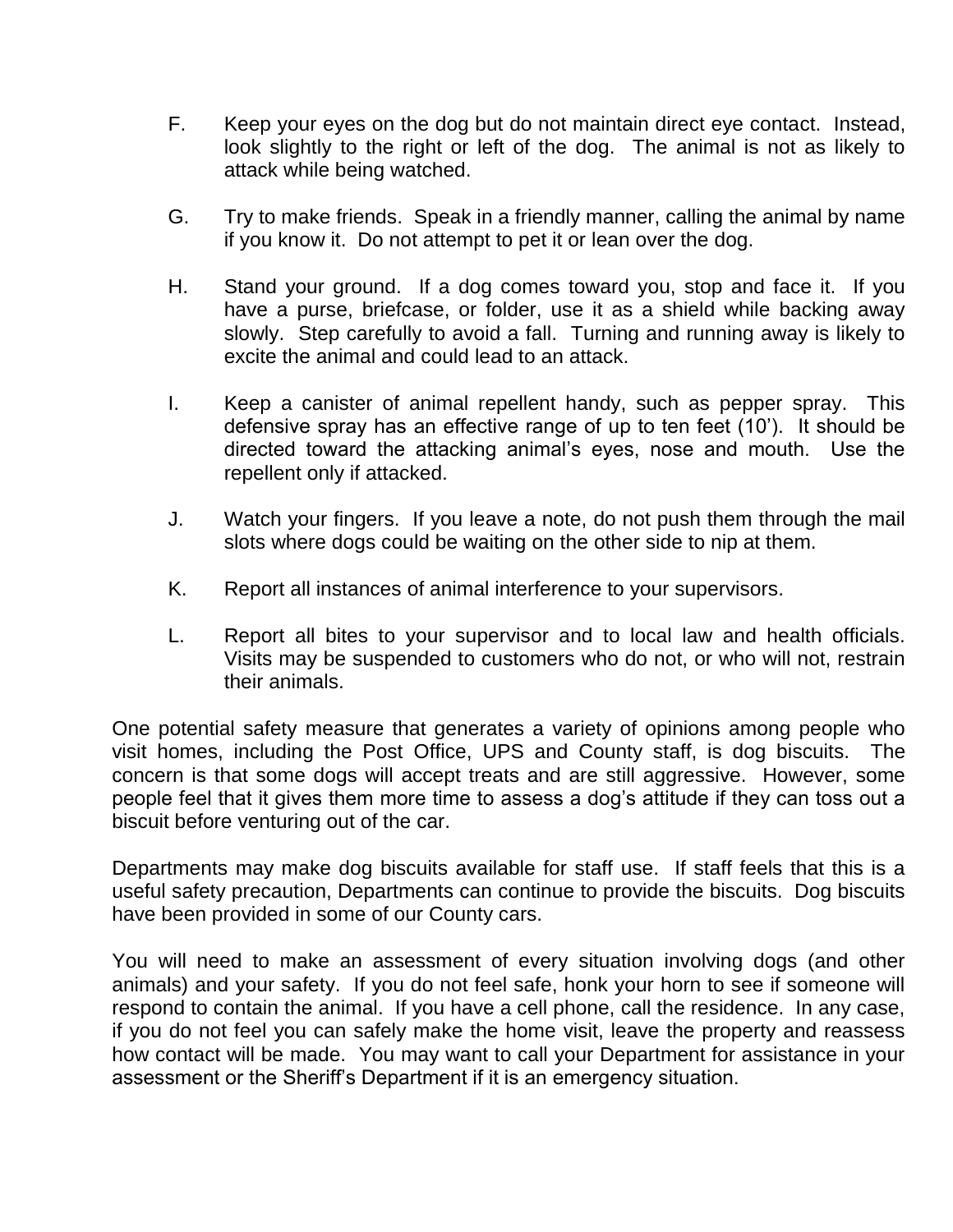F. Keep your eyes on the dog but do not maintain direct eye contact. Instead, look slightly to the right or left of the dog. The animal is not as likely to attack while being watched.

G. Try to make friends. Speak in a friendly manner, calling the animal by name if you know it. Do not attempt to pet it or lean over the dog.

H. Stand your ground. If a dog comes toward you, stop and face it. If you have a purse, briefcase, or folder, use it as a shield while backing away slowly. Step carefully to avoid a fall. Turning and running away is likely to excite the animal and could lead to an attack.

I. Keep a canister of animal repellent handy, such as pepper spray. This defensive spray has an effective range of up to ten feet (10'). It should be directed toward the attacking animal's eyes, nose and mouth. Use the repellent only if attacked.

J. Watch your fingers. If you leave a note, do not push them through the mail slots where dogs could be waiting on the other side to nip at them.

K. Report all instances of animal interference to your supervisors.

L. Report all bites to your supervisor and to local law and health officials. Visits may be suspended to customers who do not, or who will not, restrain their animals.

One potential safety measure that generates a variety of opinions among people who visit homes, including the Post Office, UPS and County staff, is dog biscuits. The concern is that some dogs will accept treats and are still aggressive. However, some people feel that it gives them more time to assess a dog's attitude if they can toss out a biscuit before venturing out of the car.

Departments may make dog biscuits available for staff use. If staff feels that this is a useful safety precaution, Departments can continue to provide the biscuits. Dog biscuits have been provided in some of our County cars.

You will need to make an assessment of every situation involving dogs (and other animals) and your safety. If you do not feel safe, honk your horn to see if someone will respond to contain the animal. If you have a cell phone, call the residence. In any case, if you do not feel you can safely make the home visit, leave the property and reassess how contact will be made. You may want to call your Department for assistance in your assessment or the Sheriff's Department if it is an emergency situation.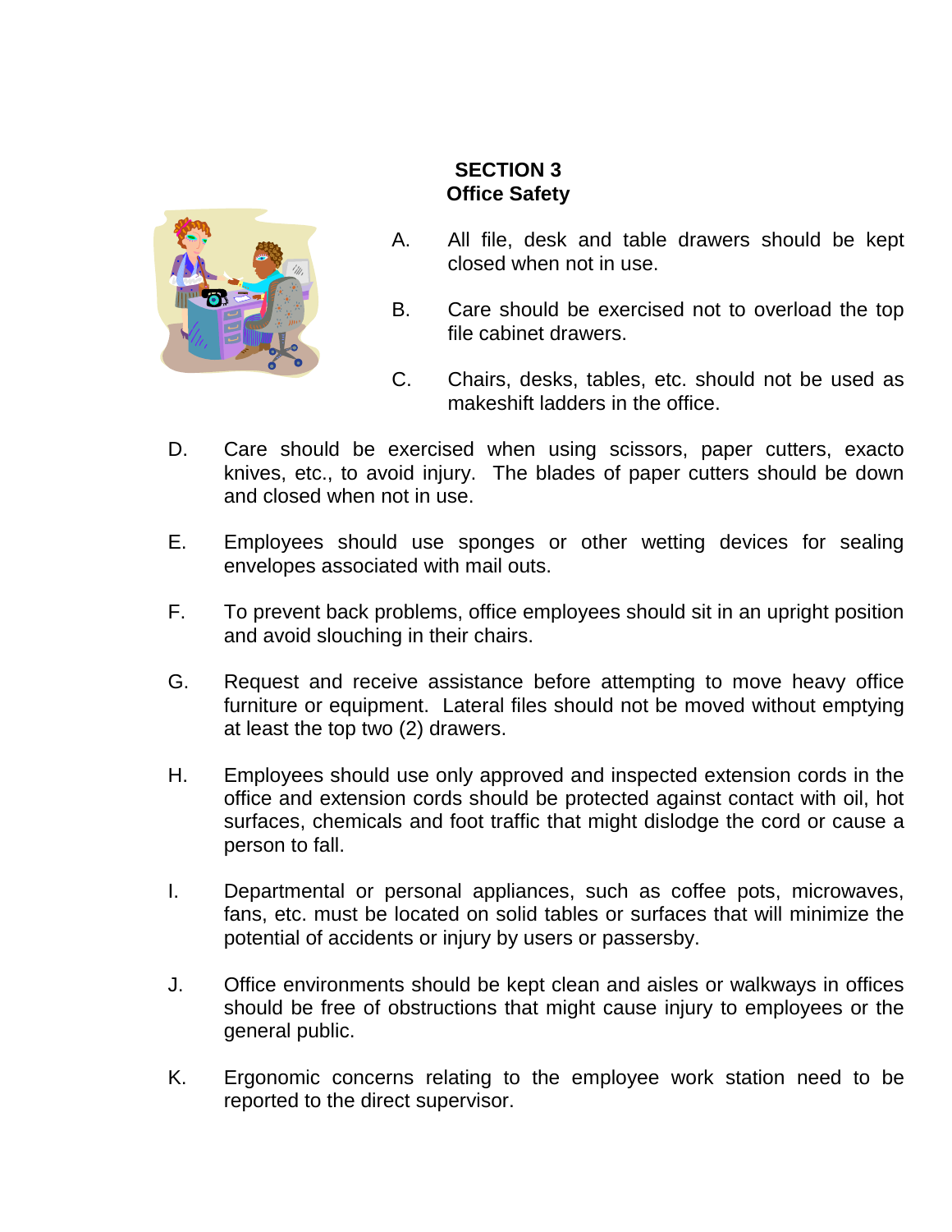## SECTION 3
## Office Safety

A. All file, desk and table drawers should be kept closed when not in use.

B. Care should be exercised not to overload the top file cabinet drawers.

C. Chairs, desks, tables, etc. should not be used as makeshift ladders in the office.

D. Care should be exercised when using scissors, paper cutters, exacto knives, etc., to avoid injury. The blades of paper cutters should be down and closed when not in use.

E. Employees should use sponges or other wetting devices for sealing envelopes associated with mail outs.

F. To prevent back problems, office employees should sit in an upright position and avoid slouching in their chairs.

G. Request and receive assistance before attempting to move heavy office furniture or equipment. Lateral files should not be moved without emptying at least the top two (2) drawers.

H. Employees should use only approved and inspected extension cords in the office and extension cords should be protected against contact with oil, hot surfaces, chemicals and foot traffic that might dislodge the cord or cause a person to fall.

I. Departmental or personal appliances, such as coffee pots, microwaves, fans, etc. must be located on solid tables or surfaces that will minimize the potential of accidents or injury by users or passersby.

J. Office environments should be kept clean and aisles or walkways in offices should be free of obstructions that might cause injury to employees or the general public.

K. Ergonomic concerns relating to the employee work station need to be reported to the direct supervisor.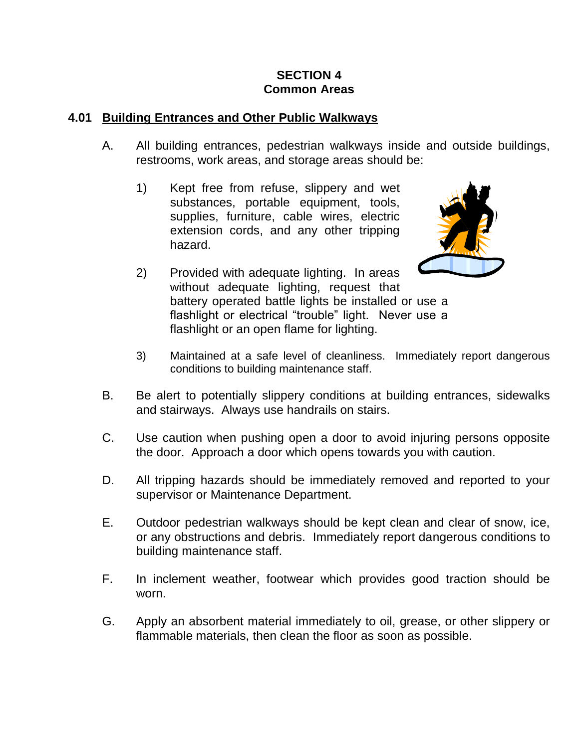# SECTION 4
# Common Areas

## 4.01 Building Entrances and Other Public Walkways

A. All building entrances, pedestrian walkways inside and outside buildings, restrooms, work areas, and storage areas should be:

1) Kept free from refuse, slippery and wet substances, portable equipment, tools, supplies, furniture, cable wires, electric extension cords, and any other tripping hazard.

2) Provided with adequate lighting. In areas without adequate lighting, request that battery operated battle lights be installed or use a flashlight or electrical “trouble” light. Never use a flashlight or an open flame for lighting.

3) Maintained at a safe level of cleanliness. Immediately report dangerous conditions to building maintenance staff.

B. Be alert to potentially slippery conditions at building entrances, sidewalks and stairways. Always use handrails on stairs.

C. Use caution when pushing open a door to avoid injuring persons opposite the door. Approach a door which opens towards you with caution.

D. All tripping hazards should be immediately removed and reported to your supervisor or Maintenance Department.

E. Outdoor pedestrian walkways should be kept clean and clear of snow, ice, or any obstructions and debris. Immediately report dangerous conditions to building maintenance staff.

F. In inclement weather, footwear which provides good traction should be worn.

G. Apply an absorbent material immediately to oil, grease, or other slippery or flammable materials, then clean the floor as soon as possible.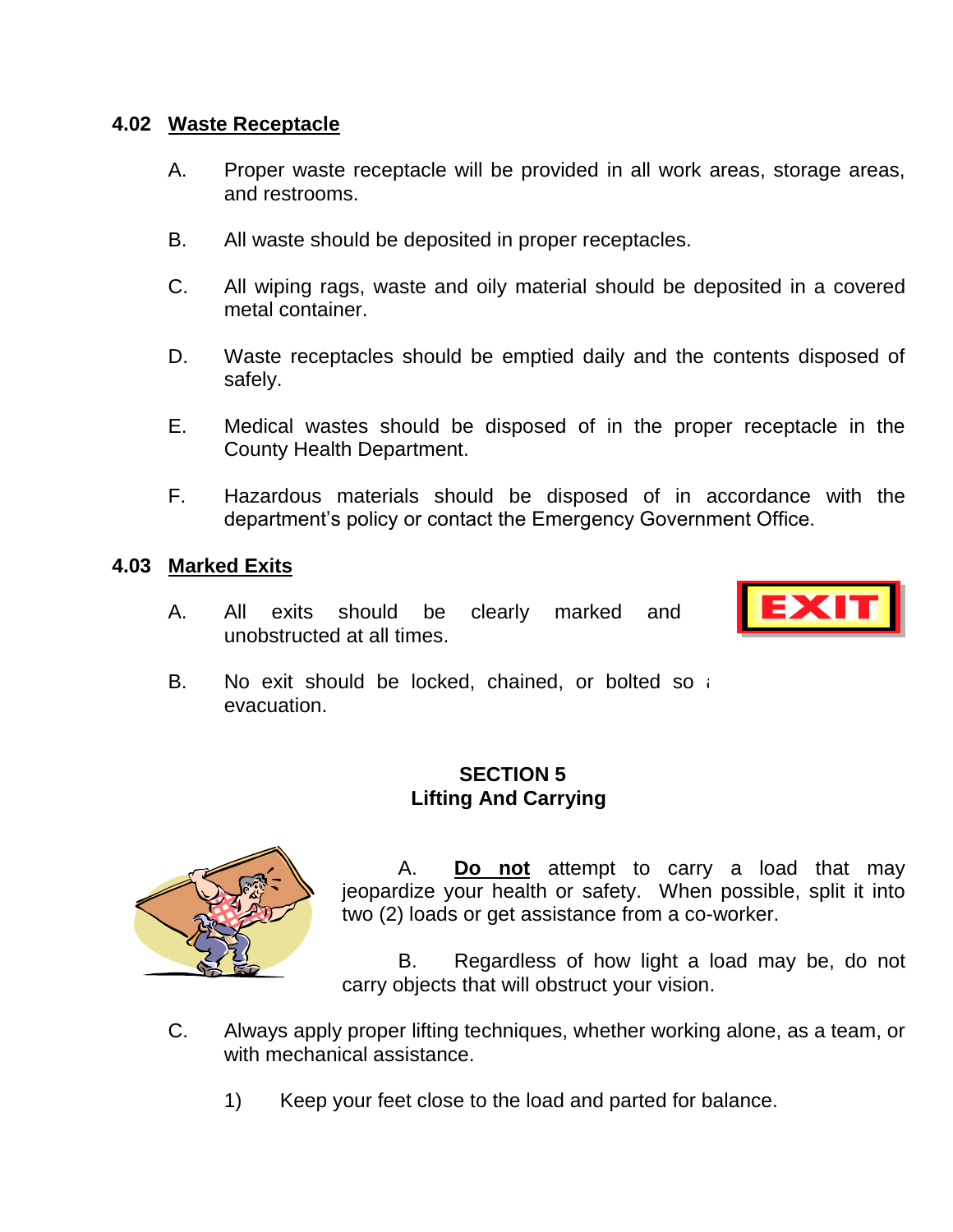**4.02 Waste Receptacle**

A. Proper waste receptacle will be provided in all work areas, storage areas, and restrooms.

B. All waste should be deposited in proper receptacles.

C. All wiping rags, waste and oily material should be deposited in a covered metal container.

D. Waste receptacles should be emptied daily and the contents disposed of safely.

E. Medical wastes should be disposed of in the proper receptacle in the County Health Department.

F. Hazardous materials should be disposed of in accordance with the department's policy or contact the Emergency Government Office.

**4.03 Marked Exits**

A. All exits should be clearly marked and unobstructed at all times.

B. No exit should be locked, chained, or bolted so a evacuation.

**SECTION 5**
**Lifting And Carrying**

A. **Do not** attempt to carry a load that may jeopardize your health or safety. When possible, split it into two (2) loads or get assistance from a co-worker.

B. Regardless of how light a load may be, do not carry objects that will obstruct your vision.

C. Always apply proper lifting techniques, whether working alone, as a team, or with mechanical assistance.

1) Keep your feet close to the load and parted for balance.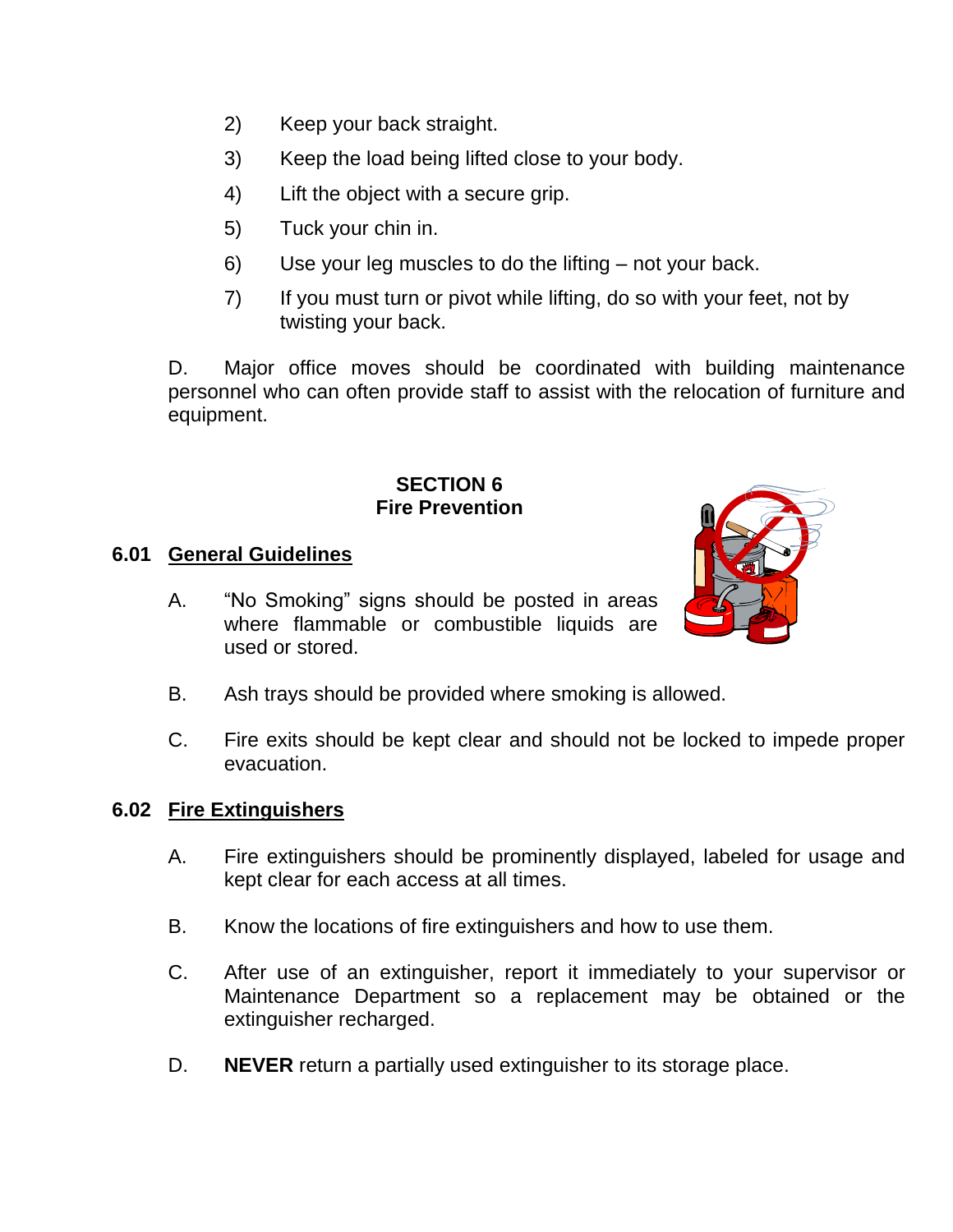2) Keep your back straight.
3) Keep the load being lifted close to your body.
4) Lift the object with a secure grip.
5) Tuck your chin in.
6) Use your leg muscles to do the lifting – not your back.
7) If you must turn or pivot while lifting, do so with your feet, not by twisting your back.

D. Major office moves should be coordinated with building maintenance personnel who can often provide staff to assist with the relocation of furniture and equipment.

## SECTION 6
## Fire Prevention

### 6.01 General Guidelines

A. "No Smoking" signs should be posted in areas where flammable or combustible liquids are used or stored.

B. Ash trays should be provided where smoking is allowed.

C. Fire exits should be kept clear and should not be locked to impede proper evacuation.

### 6.02 Fire Extinguishers

A. Fire extinguishers should be prominently displayed, labeled for usage and kept clear for each access at all times.

B. Know the locations of fire extinguishers and how to use them.

C. After use of an extinguisher, report it immediately to your supervisor or Maintenance Department so a replacement may be obtained or the extinguisher recharged.

D. **NEVER** return a partially used extinguisher to its storage place.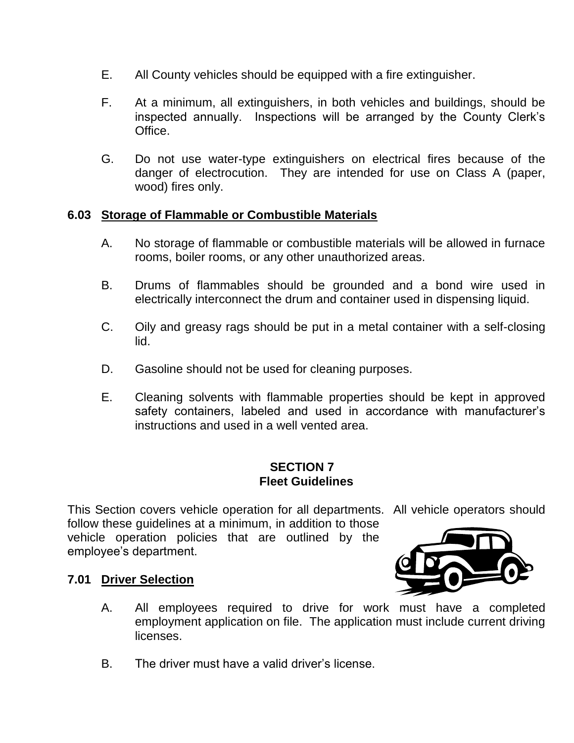E. All County vehicles should be equipped with a fire extinguisher.

F. At a minimum, all extinguishers, in both vehicles and buildings, should be inspected annually. Inspections will be arranged by the County Clerk's Office.

G. Do not use water-type extinguishers on electrical fires because of the danger of electrocution. They are intended for use on Class A (paper, wood) fires only.

### 6.03 Storage of Flammable or Combustible Materials

A. No storage of flammable or combustible materials will be allowed in furnace rooms, boiler rooms, or any other unauthorized areas.

B. Drums of flammables should be grounded and a bond wire used in electrically interconnect the drum and container used in dispensing liquid.

C. Oily and greasy rags should be put in a metal container with a self-closing lid.

D. Gasoline should not be used for cleaning purposes.

E. Cleaning solvents with flammable properties should be kept in approved safety containers, labeled and used in accordance with manufacturer's instructions and used in a well vented area.

## SECTION 7
## Fleet Guidelines

This Section covers vehicle operation for all departments. All vehicle operators should follow these guidelines at a minimum, in addition to those vehicle operation policies that are outlined by the employee's department.

### 7.01 Driver Selection

A. All employees required to drive for work must have a completed employment application on file. The application must include current driving licenses.

B. The driver must have a valid driver's license.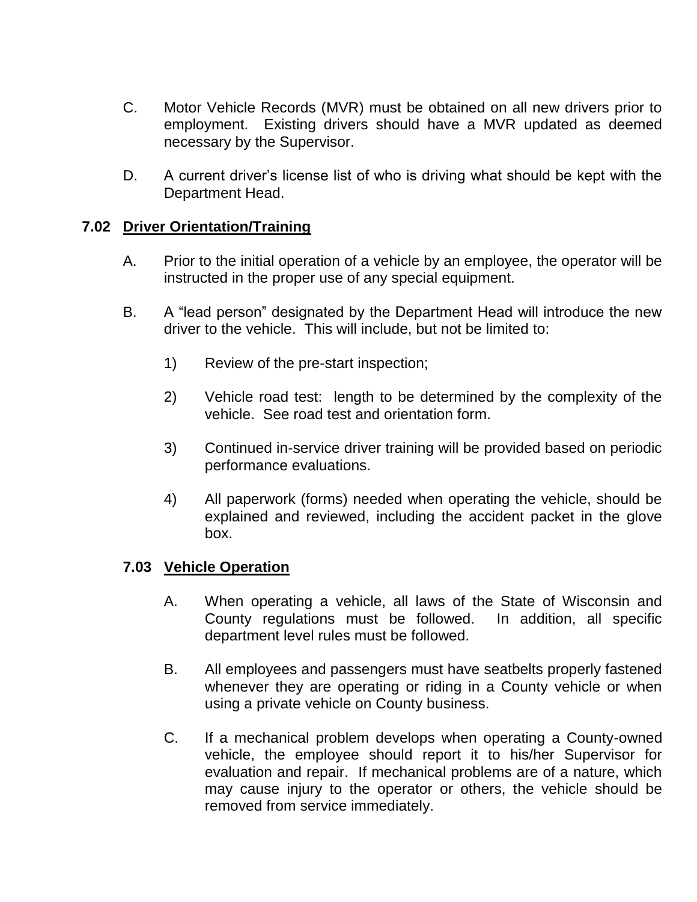C. Motor Vehicle Records (MVR) must be obtained on all new drivers prior to employment. Existing drivers should have a MVR updated as deemed necessary by the Supervisor.

D. A current driver's license list of who is driving what should be kept with the Department Head.

## 7.02 Driver Orientation/Training

A. Prior to the initial operation of a vehicle by an employee, the operator will be instructed in the proper use of any special equipment.

B. A "lead person" designated by the Department Head will introduce the new driver to the vehicle. This will include, but not be limited to:

1) Review of the pre-start inspection;

2) Vehicle road test: length to be determined by the complexity of the vehicle. See road test and orientation form.

3) Continued in-service driver training will be provided based on periodic performance evaluations.

4) All paperwork (forms) needed when operating the vehicle, should be explained and reviewed, including the accident packet in the glove box.

### 7.03 Vehicle Operation

A. When operating a vehicle, all laws of the State of Wisconsin and County regulations must be followed. In addition, all specific department level rules must be followed.

B. All employees and passengers must have seatbelts properly fastened whenever they are operating or riding in a County vehicle or when using a private vehicle on County business.

C. If a mechanical problem develops when operating a County-owned vehicle, the employee should report it to his/her Supervisor for evaluation and repair. If mechanical problems are of a nature, which may cause injury to the operator or others, the vehicle should be removed from service immediately.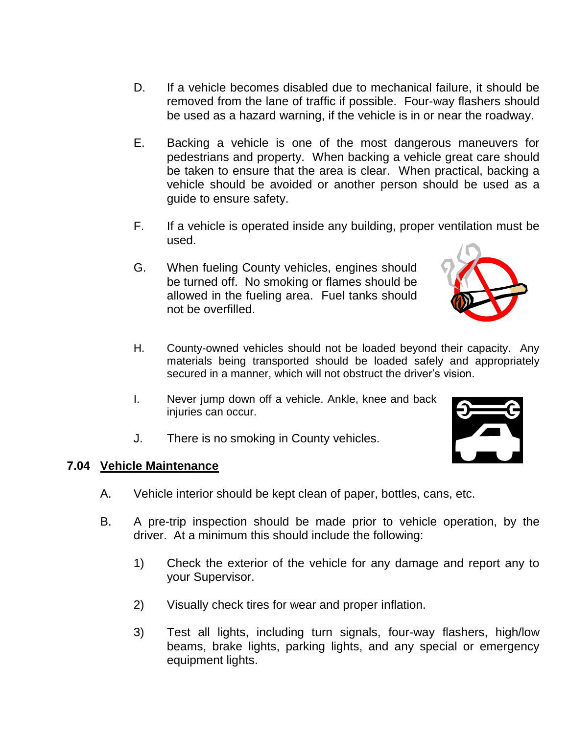D. If a vehicle becomes disabled due to mechanical failure, it should be removed from the lane of traffic if possible. Four-way flashers should be used as a hazard warning, if the vehicle is in or near the roadway.

E. Backing a vehicle is one of the most dangerous maneuvers for pedestrians and property. When backing a vehicle great care should be taken to ensure that the area is clear. When practical, backing a vehicle should be avoided or another person should be used as a guide to ensure safety.

F. If a vehicle is operated inside any building, proper ventilation must be used.

G. When fueling County vehicles, engines should be turned off. No smoking or flames should be allowed in the fueling area. Fuel tanks should not be overfilled.

H. County-owned vehicles should not be loaded beyond their capacity. Any materials being transported should be loaded safely and appropriately secured in a manner, which will not obstruct the driver's vision.

I. Never jump down off a vehicle. Ankle, knee and back injuries can occur.

J. There is no smoking in County vehicles.

## 7.04 Vehicle Maintenance

A. Vehicle interior should be kept clean of paper, bottles, cans, etc.

B. A pre-trip inspection should be made prior to vehicle operation, by the driver. At a minimum this should include the following:

1) Check the exterior of the vehicle for any damage and report any to your Supervisor.

2) Visually check tires for wear and proper inflation.

3) Test all lights, including turn signals, four-way flashers, high/low beams, brake lights, parking lights, and any special or emergency equipment lights.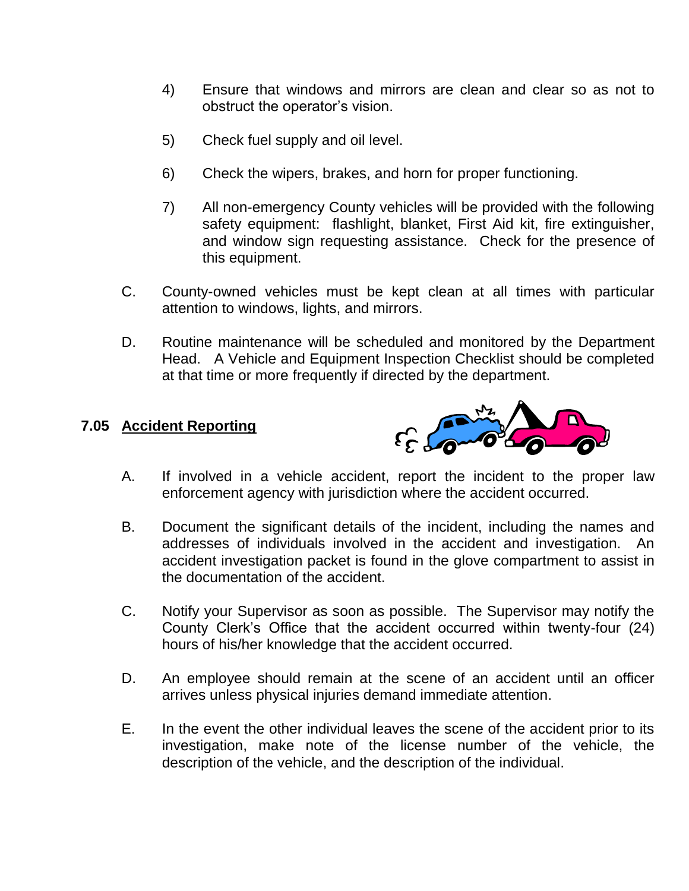4) Ensure that windows and mirrors are clean and clear so as not to obstruct the operator's vision.

5) Check fuel supply and oil level.

6) Check the wipers, brakes, and horn for proper functioning.

7) All non-emergency County vehicles will be provided with the following safety equipment: flashlight, blanket, First Aid kit, fire extinguisher, and window sign requesting assistance. Check for the presence of this equipment.

C. County-owned vehicles must be kept clean at all times with particular attention to windows, lights, and mirrors.

D. Routine maintenance will be scheduled and monitored by the Department Head. A Vehicle and Equipment Inspection Checklist should be completed at that time or more frequently if directed by the department.

## 7.05 Accident Reporting

A. If involved in a vehicle accident, report the incident to the proper law enforcement agency with jurisdiction where the accident occurred.

B. Document the significant details of the incident, including the names and addresses of individuals involved in the accident and investigation. An accident investigation packet is found in the glove compartment to assist in the documentation of the accident.

C. Notify your Supervisor as soon as possible. The Supervisor may notify the County Clerk's Office that the accident occurred within twenty-four (24) hours of his/her knowledge that the accident occurred.

D. An employee should remain at the scene of an accident until an officer arrives unless physical injuries demand immediate attention.

E. In the event the other individual leaves the scene of the accident prior to its investigation, make note of the license number of the vehicle, the description of the vehicle, and the description of the individual.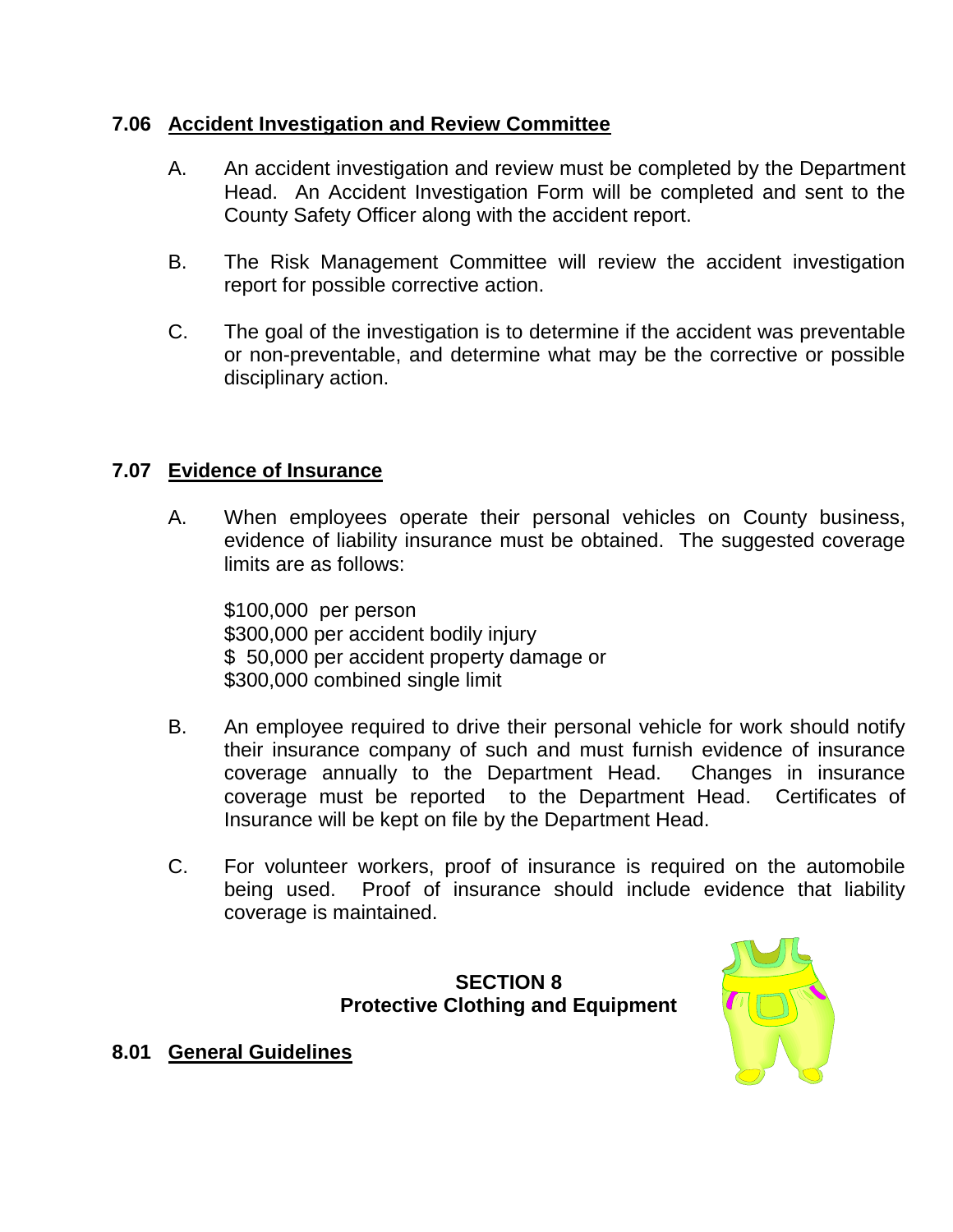### 7.06 Accident Investigation and Review Committee

A. An accident investigation and review must be completed by the Department Head. An Accident Investigation Form will be completed and sent to the County Safety Officer along with the accident report.

B. The Risk Management Committee will review the accident investigation report for possible corrective action.

C. The goal of the investigation is to determine if the accident was preventable or non-preventable, and determine what may be the corrective or possible disciplinary action.

### 7.07 Evidence of Insurance

A. When employees operate their personal vehicles on County business, evidence of liability insurance must be obtained. The suggested coverage limits are as follows:

$100,000 per person
$300,000 per accident bodily injury
$ 50,000 per accident property damage or
$300,000 combined single limit

B. An employee required to drive their personal vehicle for work should notify their insurance company of such and must furnish evidence of insurance coverage annually to the Department Head. Changes in insurance coverage must be reported to the Department Head. Certificates of Insurance will be kept on file by the Department Head.

C. For volunteer workers, proof of insurance is required on the automobile being used. Proof of insurance should include evidence that liability coverage is maintained.

## SECTION 8
## Protective Clothing and Equipment

### 8.01 General Guidelines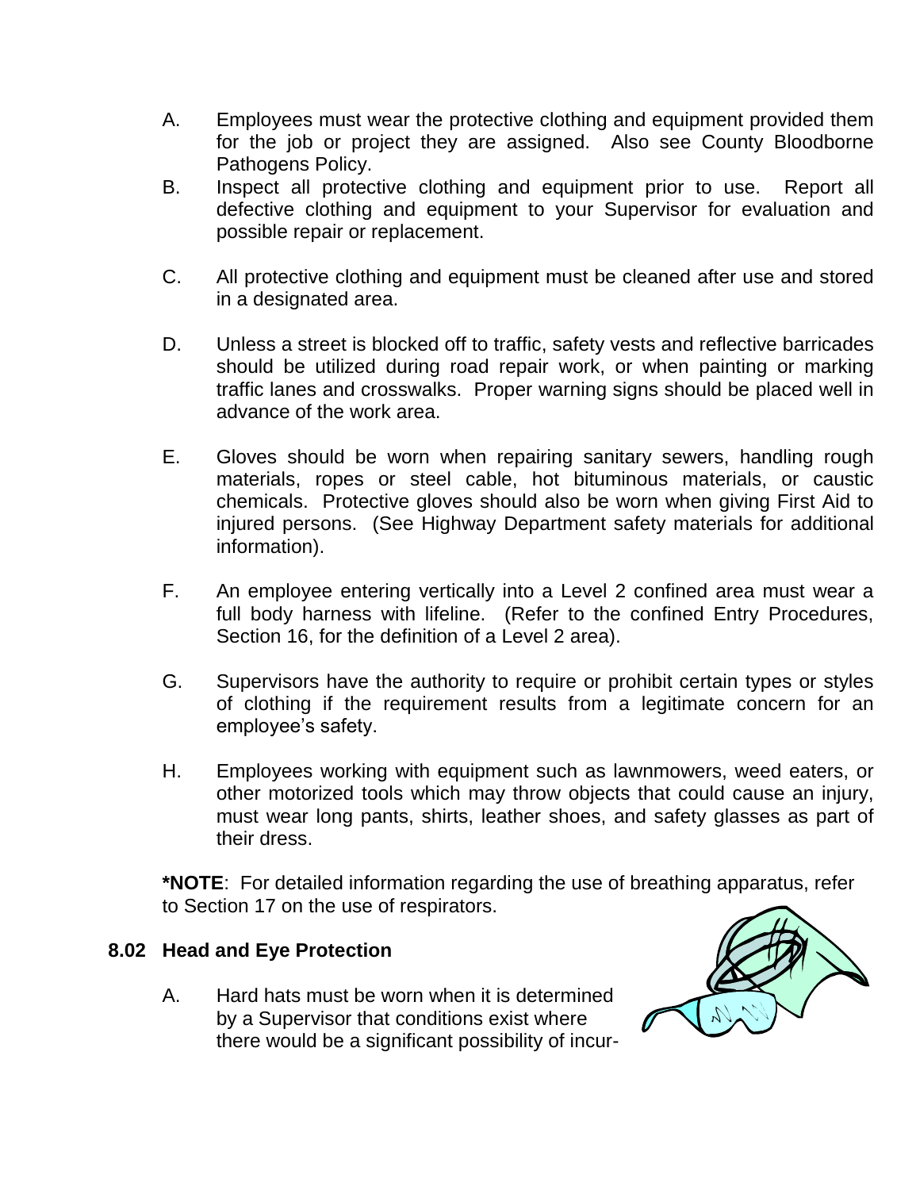A. Employees must wear the protective clothing and equipment provided them for the job or project they are assigned. Also see County Bloodborne Pathogens Policy.

B. Inspect all protective clothing and equipment prior to use. Report all defective clothing and equipment to your Supervisor for evaluation and possible repair or replacement.

C. All protective clothing and equipment must be cleaned after use and stored in a designated area.

D. Unless a street is blocked off to traffic, safety vests and reflective barricades should be utilized during road repair work, or when painting or marking traffic lanes and crosswalks. Proper warning signs should be placed well in advance of the work area.

E. Gloves should be worn when repairing sanitary sewers, handling rough materials, ropes or steel cable, hot bituminous materials, or caustic chemicals. Protective gloves should also be worn when giving First Aid to injured persons. (See Highway Department safety materials for additional information).

F. An employee entering vertically into a Level 2 confined area must wear a full body harness with lifeline. (Refer to the confined Entry Procedures, Section 16, for the definition of a Level 2 area).

G. Supervisors have the authority to require or prohibit certain types or styles of clothing if the requirement results from a legitimate concern for an employee's safety.

H. Employees working with equipment such as lawnmowers, weed eaters, or other motorized tools which may throw objects that could cause an injury, must wear long pants, shirts, leather shoes, and safety glasses as part of their dress.

***NOTE**: For detailed information regarding the use of breathing apparatus, refer to Section 17 on the use of respirators.

### 8.02 Head and Eye Protection

A. Hard hats must be worn when it is determined by a Supervisor that conditions exist where there would be a significant possibility of incur-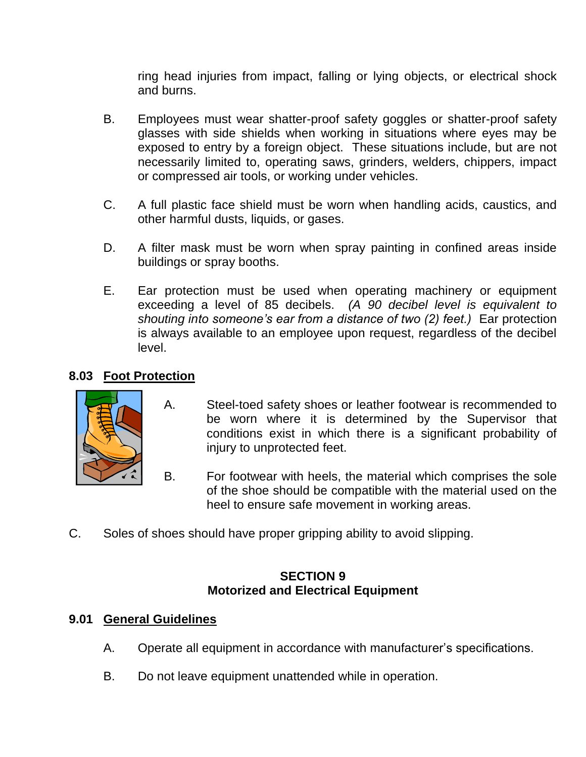ring head injuries from impact, falling or lying objects, or electrical shock and burns.

B. Employees must wear shatter-proof safety goggles or shatter-proof safety glasses with side shields when working in situations where eyes may be exposed to entry by a foreign object. These situations include, but are not necessarily limited to, operating saws, grinders, welders, chippers, impact or compressed air tools, or working under vehicles.

C. A full plastic face shield must be worn when handling acids, caustics, and other harmful dusts, liquids, or gases.

D. A filter mask must be worn when spray painting in confined areas inside buildings or spray booths.

E. Ear protection must be used when operating machinery or equipment exceeding a level of 85 decibels. *(A 90 decibel level is equivalent to shouting into someone's ear from a distance of two (2) feet.)* Ear protection is always available to an employee upon request, regardless of the decibel level.

### 8.03 Foot Protection

A. Steel-toed safety shoes or leather footwear is recommended to be worn where it is determined by the Supervisor that conditions exist in which there is a significant probability of injury to unprotected feet.

B. For footwear with heels, the material which comprises the sole of the shoe should be compatible with the material used on the heel to ensure safe movement in working areas.

C. Soles of shoes should have proper gripping ability to avoid slipping.

## SECTION 9
## Motorized and Electrical Equipment

### 9.01 General Guidelines

A. Operate all equipment in accordance with manufacturer's specifications.

B. Do not leave equipment unattended while in operation.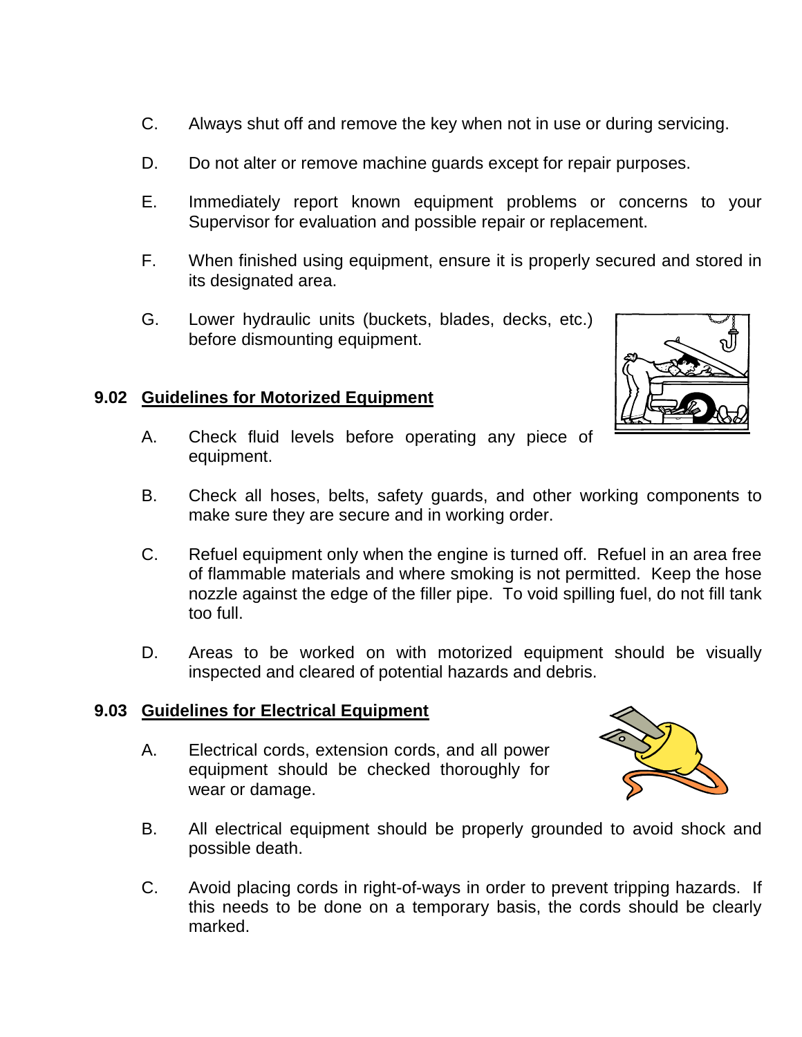C. Always shut off and remove the key when not in use or during servicing.

D. Do not alter or remove machine guards except for repair purposes.

E. Immediately report known equipment problems or concerns to your Supervisor for evaluation and possible repair or replacement.

F. When finished using equipment, ensure it is properly secured and stored in its designated area.

G. Lower hydraulic units (buckets, blades, decks, etc.) before dismounting equipment.

## 9.02 Guidelines for Motorized Equipment

A. Check fluid levels before operating any piece of equipment.

B. Check all hoses, belts, safety guards, and other working components to make sure they are secure and in working order.

C. Refuel equipment only when the engine is turned off. Refuel in an area free of flammable materials and where smoking is not permitted. Keep the hose nozzle against the edge of the filler pipe. To void spilling fuel, do not fill tank too full.

D. Areas to be worked on with motorized equipment should be visually inspected and cleared of potential hazards and debris.

## 9.03 Guidelines for Electrical Equipment

A. Electrical cords, extension cords, and all power equipment should be checked thoroughly for wear or damage.

B. All electrical equipment should be properly grounded to avoid shock and possible death.

C. Avoid placing cords in right-of-ways in order to prevent tripping hazards. If this needs to be done on a temporary basis, the cords should be clearly marked.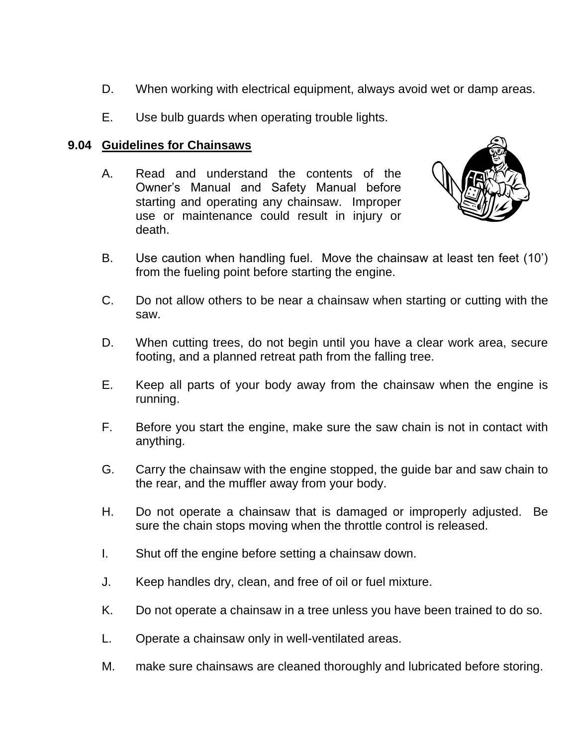D. When working with electrical equipment, always avoid wet or damp areas.

E. Use bulb guards when operating trouble lights.

### 9.04 Guidelines for Chainsaws

A. Read and understand the contents of the Owner's Manual and Safety Manual before starting and operating any chainsaw. Improper use or maintenance could result in injury or death.

B. Use caution when handling fuel. Move the chainsaw at least ten feet (10') from the fueling point before starting the engine.

C. Do not allow others to be near a chainsaw when starting or cutting with the saw.

D. When cutting trees, do not begin until you have a clear work area, secure footing, and a planned retreat path from the falling tree.

E. Keep all parts of your body away from the chainsaw when the engine is running.

F. Before you start the engine, make sure the saw chain is not in contact with anything.

G. Carry the chainsaw with the engine stopped, the guide bar and saw chain to the rear, and the muffler away from your body.

H. Do not operate a chainsaw that is damaged or improperly adjusted. Be sure the chain stops moving when the throttle control is released.

I. Shut off the engine before setting a chainsaw down.

J. Keep handles dry, clean, and free of oil or fuel mixture.

K. Do not operate a chainsaw in a tree unless you have been trained to do so.

L. Operate a chainsaw only in well-ventilated areas.

M. make sure chainsaws are cleaned thoroughly and lubricated before storing.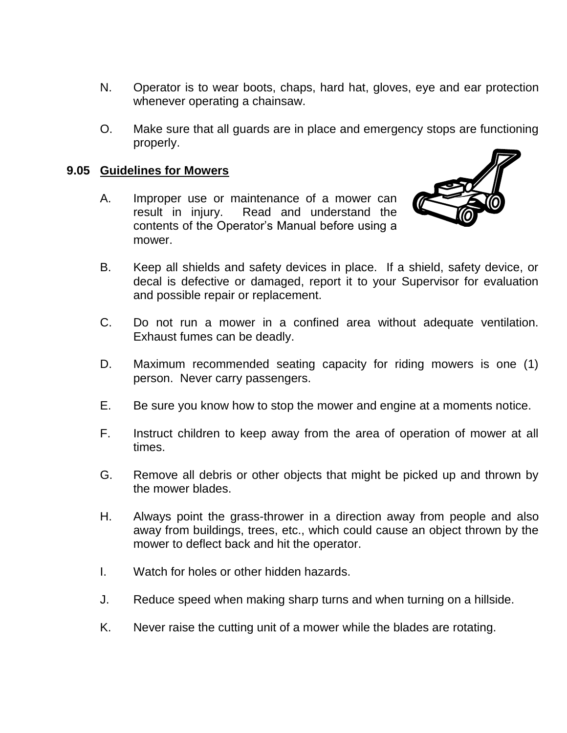N. Operator is to wear boots, chaps, hard hat, gloves, eye and ear protection whenever operating a chainsaw.

O. Make sure that all guards are in place and emergency stops are functioning properly.

### 9.05 Guidelines for Mowers

A. Improper use or maintenance of a mower can result in injury. Read and understand the contents of the Operator's Manual before using a mower.

B. Keep all shields and safety devices in place. If a shield, safety device, or decal is defective or damaged, report it to your Supervisor for evaluation and possible repair or replacement.

C. Do not run a mower in a confined area without adequate ventilation. Exhaust fumes can be deadly.

D. Maximum recommended seating capacity for riding mowers is one (1) person. Never carry passengers.

E. Be sure you know how to stop the mower and engine at a moments notice.

F. Instruct children to keep away from the area of operation of mower at all times.

G. Remove all debris or other objects that might be picked up and thrown by the mower blades.

H. Always point the grass-thrower in a direction away from people and also away from buildings, trees, etc., which could cause an object thrown by the mower to deflect back and hit the operator.

I. Watch for holes or other hidden hazards.

J. Reduce speed when making sharp turns and when turning on a hillside.

K. Never raise the cutting unit of a mower while the blades are rotating.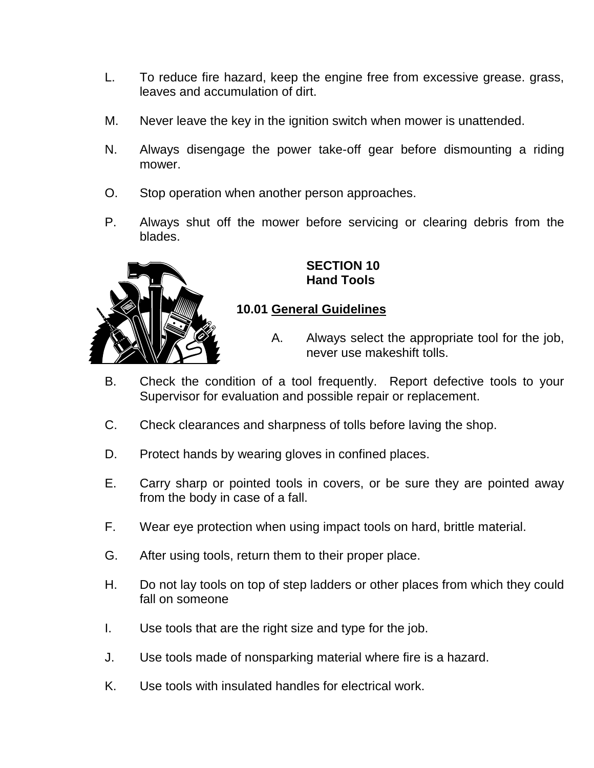L. To reduce fire hazard, keep the engine free from excessive grease. grass, leaves and accumulation of dirt.

M. Never leave the key in the ignition switch when mower is unattended.

N. Always disengage the power take-off gear before dismounting a riding mower.

O. Stop operation when another person approaches.

P. Always shut off the mower before servicing or clearing debris from the blades.

## SECTION 10
## Hand Tools

### 10.01 General Guidelines

A. Always select the appropriate tool for the job, never use makeshift tolls.

B. Check the condition of a tool frequently. Report defective tools to your Supervisor for evaluation and possible repair or replacement.

C. Check clearances and sharpness of tolls before laving the shop.

D. Protect hands by wearing gloves in confined places.

E. Carry sharp or pointed tools in covers, or be sure they are pointed away from the body in case of a fall.

F. Wear eye protection when using impact tools on hard, brittle material.

G. After using tools, return them to their proper place.

H. Do not lay tools on top of step ladders or other places from which they could fall on someone

I. Use tools that are the right size and type for the job.

J. Use tools made of nonsparking material where fire is a hazard.

K. Use tools with insulated handles for electrical work.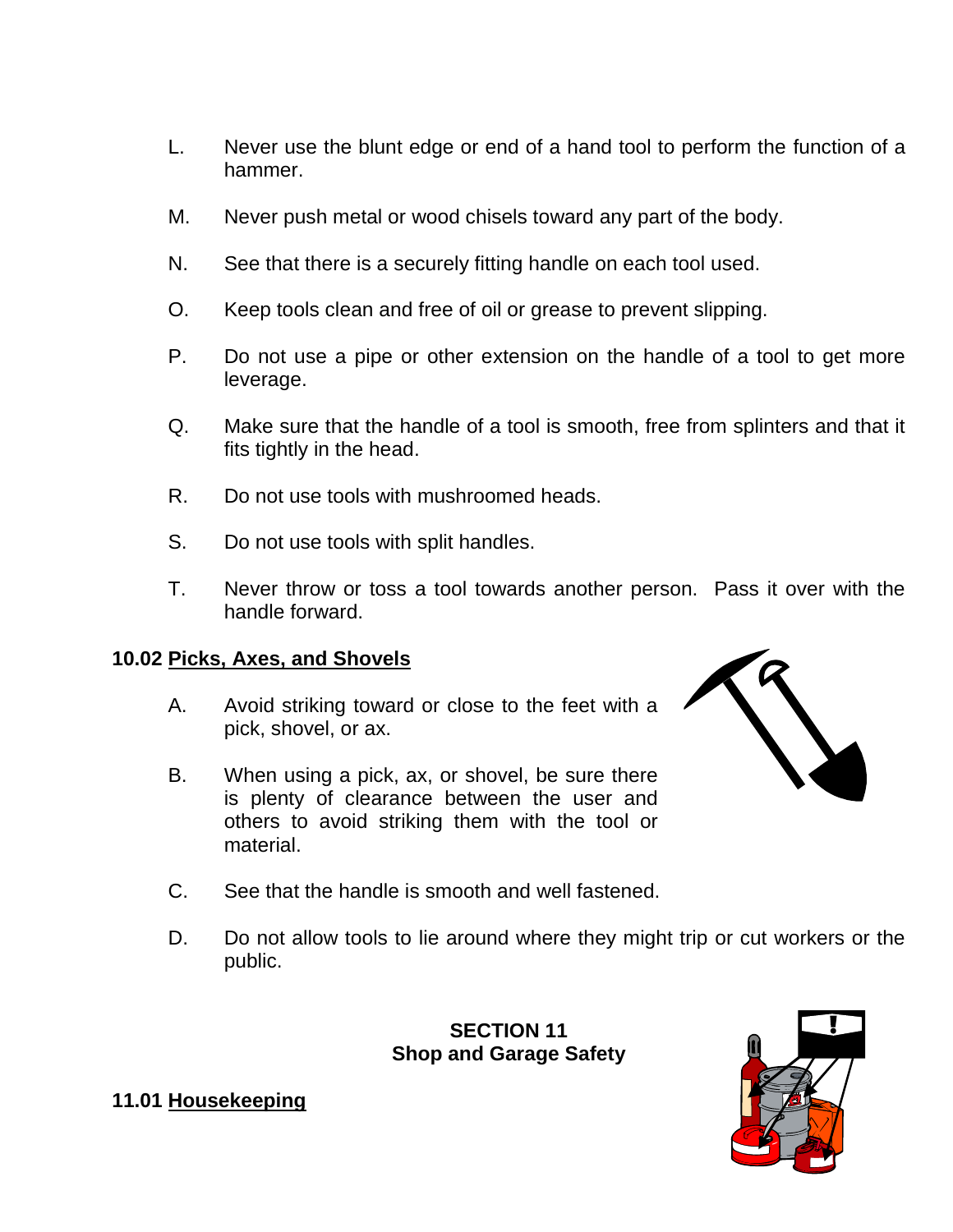L. Never use the blunt edge or end of a hand tool to perform the function of a hammer.

M. Never push metal or wood chisels toward any part of the body.

N. See that there is a securely fitting handle on each tool used.

O. Keep tools clean and free of oil or grease to prevent slipping.

P. Do not use a pipe or other extension on the handle of a tool to get more leverage.

Q. Make sure that the handle of a tool is smooth, free from splinters and that it fits tightly in the head.

R. Do not use tools with mushroomed heads.

S. Do not use tools with split handles.

T. Never throw or toss a tool towards another person. Pass it over with the handle forward.

### 10.02 Picks, Axes, and Shovels

A. Avoid striking toward or close to the feet with a pick, shovel, or ax.

B. When using a pick, ax, or shovel, be sure there is plenty of clearance between the user and others to avoid striking them with the tool or material.

C. See that the handle is smooth and well fastened.

D. Do not allow tools to lie around where they might trip or cut workers or the public.

## SECTION 11
## Shop and Garage Safety

### 11.01 Housekeeping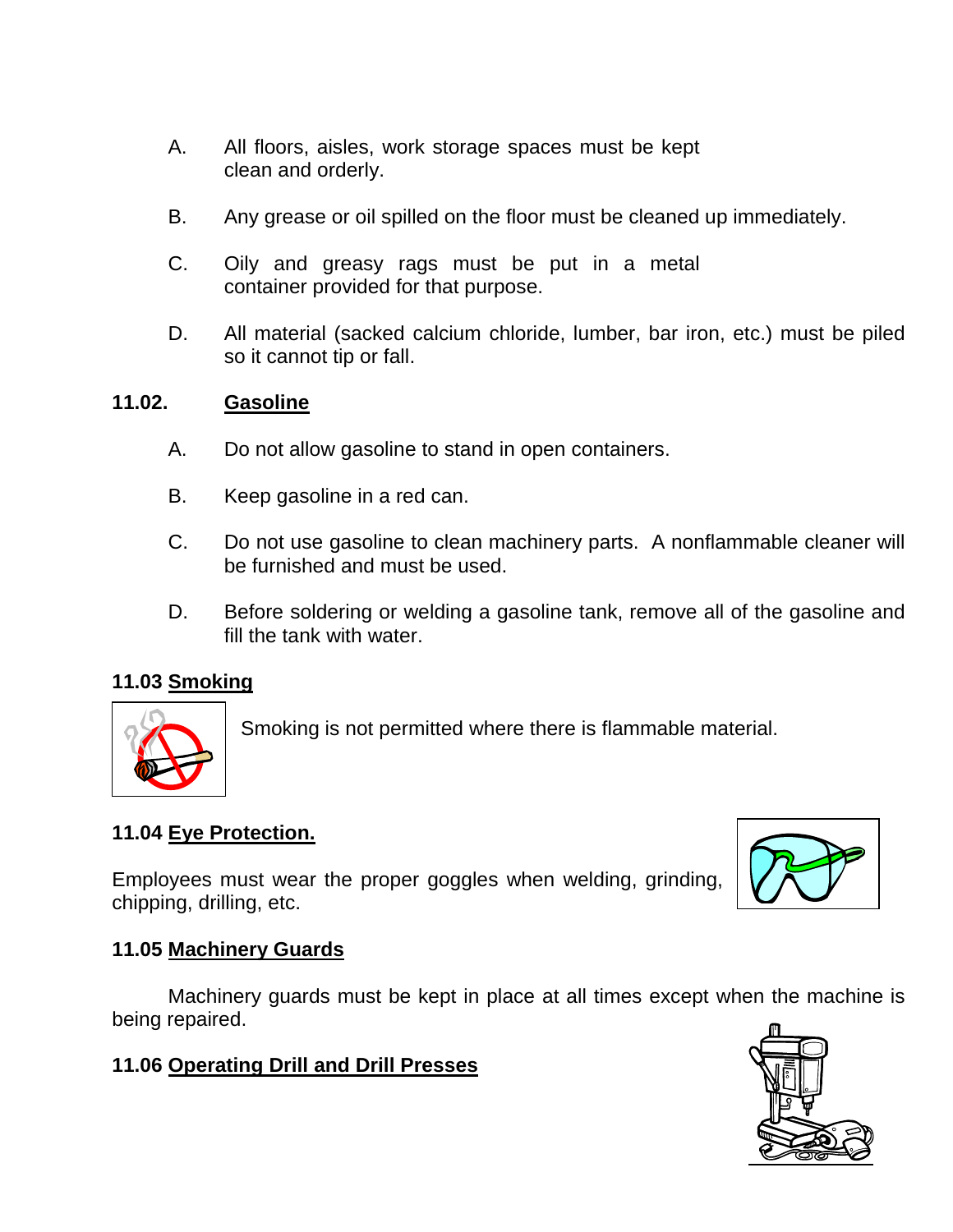A. All floors, aisles, work storage spaces must be kept clean and orderly.

B. Any grease or oil spilled on the floor must be cleaned up immediately.

C. Oily and greasy rags must be put in a metal container provided for that purpose.

D. All material (sacked calcium chloride, lumber, bar iron, etc.) must be piled so it cannot tip or fall.

## 11.02. Gasoline

A. Do not allow gasoline to stand in open containers.

B. Keep gasoline in a red can.

C. Do not use gasoline to clean machinery parts. A nonflammable cleaner will be furnished and must be used.

D. Before soldering or welding a gasoline tank, remove all of the gasoline and fill the tank with water.

## 11.03 Smoking

Smoking is not permitted where there is flammable material.

## 11.04 Eye Protection.

Employees must wear the proper goggles when welding, grinding, chipping, drilling, etc.

## 11.05 Machinery Guards

Machinery guards must be kept in place at all times except when the machine is being repaired.

## 11.06 Operating Drill and Drill Presses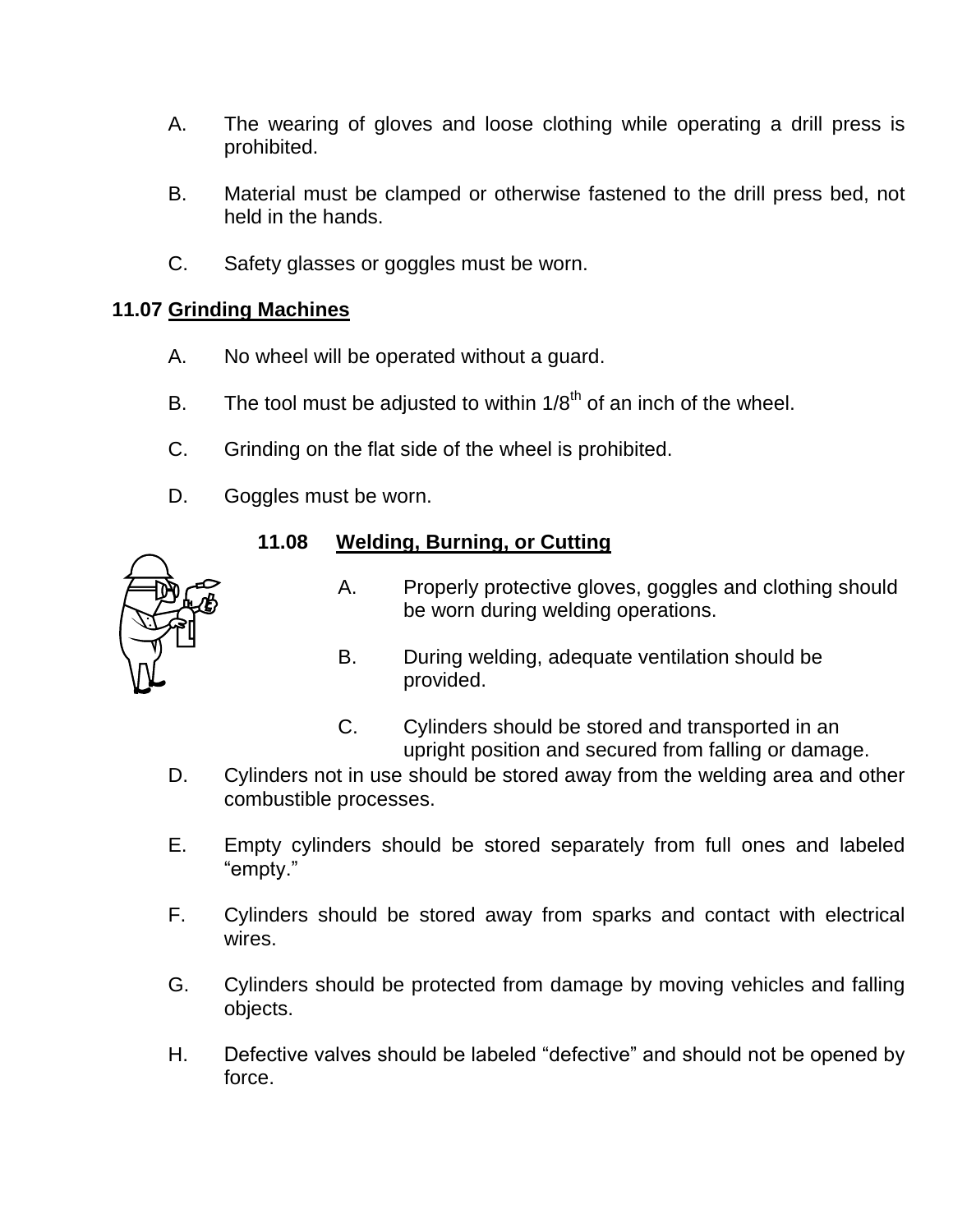A. The wearing of gloves and loose clothing while operating a drill press is prohibited.

B. Material must be clamped or otherwise fastened to the drill press bed, not held in the hands.

C. Safety glasses or goggles must be worn.

## 11.07 Grinding Machines

A. No wheel will be operated without a guard.

B. The tool must be adjusted to within 1/8$^{th}$ of an inch of the wheel.

C. Grinding on the flat side of the wheel is prohibited.

D. Goggles must be worn.

## 11.08 Welding, Burning, or Cutting

A. Properly protective gloves, goggles and clothing should be worn during welding operations.

B. During welding, adequate ventilation should be provided.

C. Cylinders should be stored and transported in an upright position and secured from falling or damage.

D. Cylinders not in use should be stored away from the welding area and other combustible processes.

E. Empty cylinders should be stored separately from full ones and labeled "empty."

F. Cylinders should be stored away from sparks and contact with electrical wires.

G. Cylinders should be protected from damage by moving vehicles and falling objects.

H. Defective valves should be labeled "defective" and should not be opened by force.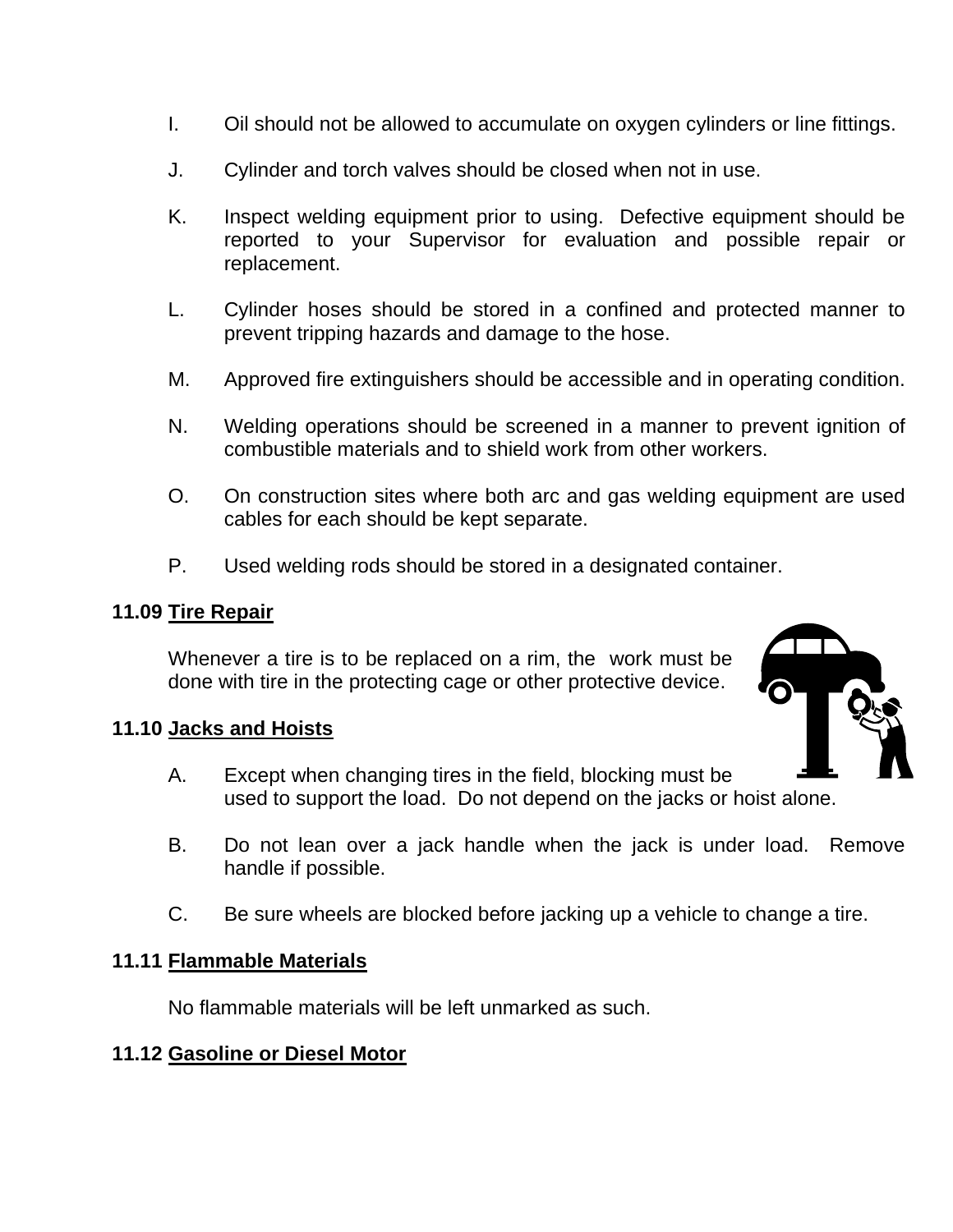I. Oil should not be allowed to accumulate on oxygen cylinders or line fittings.

J. Cylinder and torch valves should be closed when not in use.

K. Inspect welding equipment prior to using. Defective equipment should be reported to your Supervisor for evaluation and possible repair or replacement.

L. Cylinder hoses should be stored in a confined and protected manner to prevent tripping hazards and damage to the hose.

M. Approved fire extinguishers should be accessible and in operating condition.

N. Welding operations should be screened in a manner to prevent ignition of combustible materials and to shield work from other workers.

O. On construction sites where both arc and gas welding equipment are used cables for each should be kept separate.

P. Used welding rods should be stored in a designated container.

**11.09 <u>Tire Repair</u>**

Whenever a tire is to be replaced on a rim, the work must be done with tire in the protecting cage or other protective device.

**11.10 <u>Jacks and Hoists</u>**

A. Except when changing tires in the field, blocking must be used to support the load. Do not depend on the jacks or hoist alone.

B. Do not lean over a jack handle when the jack is under load. Remove handle if possible.

C. Be sure wheels are blocked before jacking up a vehicle to change a tire.

**11.11 <u>Flammable Materials</u>**

No flammable materials will be left unmarked as such.

**11.12 <u>Gasoline or Diesel Motor</u>**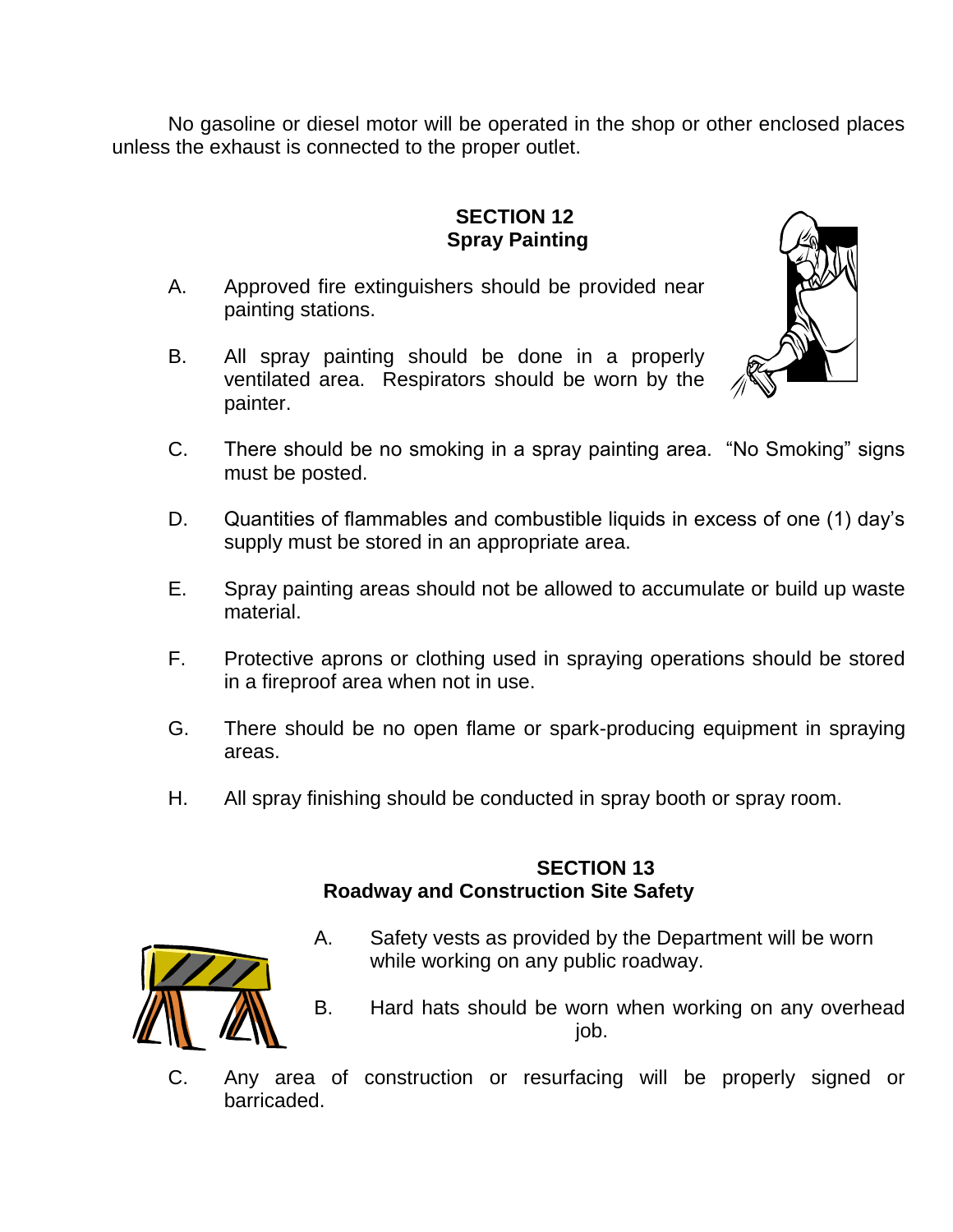No gasoline or diesel motor will be operated in the shop or other enclosed places unless the exhaust is connected to the proper outlet.

## SECTION 12
## Spray Painting

A. Approved fire extinguishers should be provided near painting stations.

B. All spray painting should be done in a properly ventilated area. Respirators should be worn by the painter.

C. There should be no smoking in a spray painting area. "No Smoking" signs must be posted.

D. Quantities of flammables and combustible liquids in excess of one (1) day's supply must be stored in an appropriate area.

E. Spray painting areas should not be allowed to accumulate or build up waste material.

F. Protective aprons or clothing used in spraying operations should be stored in a fireproof area when not in use.

G. There should be no open flame or spark-producing equipment in spraying areas.

H. All spray finishing should be conducted in spray booth or spray room.

## SECTION 13
## Roadway and Construction Site Safety

A. Safety vests as provided by the Department will be worn while working on any public roadway.

B. Hard hats should be worn when working on any overhead job.

C. Any area of construction or resurfacing will be properly signed or barricaded.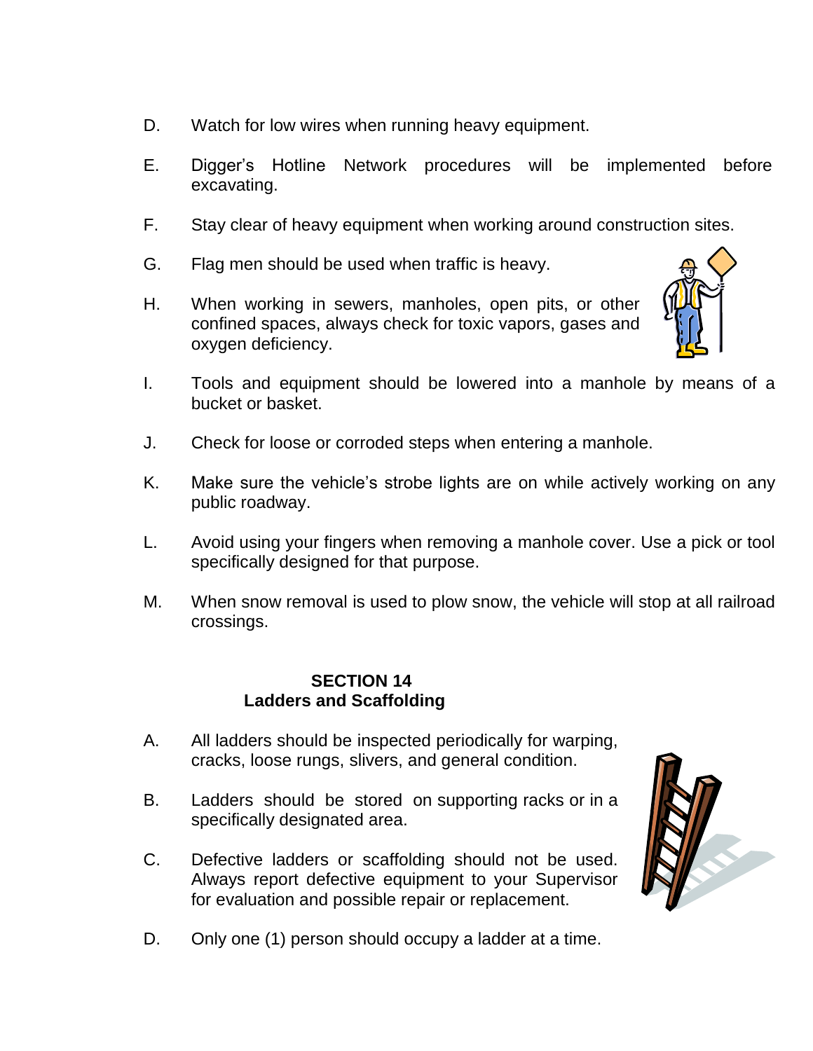D. Watch for low wires when running heavy equipment.

E. Digger's Hotline Network procedures will be implemented before excavating.

F. Stay clear of heavy equipment when working around construction sites.

G. Flag men should be used when traffic is heavy.

H. When working in sewers, manholes, open pits, or other confined spaces, always check for toxic vapors, gases and oxygen deficiency.

I. Tools and equipment should be lowered into a manhole by means of a bucket or basket.

J. Check for loose or corroded steps when entering a manhole.

K. Make sure the vehicle's strobe lights are on while actively working on any public roadway.

L. Avoid using your fingers when removing a manhole cover. Use a pick or tool specifically designed for that purpose.

M. When snow removal is used to plow snow, the vehicle will stop at all railroad crossings.

## SECTION 14
## Ladders and Scaffolding

A. All ladders should be inspected periodically for warping, cracks, loose rungs, slivers, and general condition.

B. Ladders should be stored on supporting racks or in a specifically designated area.

C. Defective ladders or scaffolding should not be used. Always report defective equipment to your Supervisor for evaluation and possible repair or replacement.

D. Only one (1) person should occupy a ladder at a time.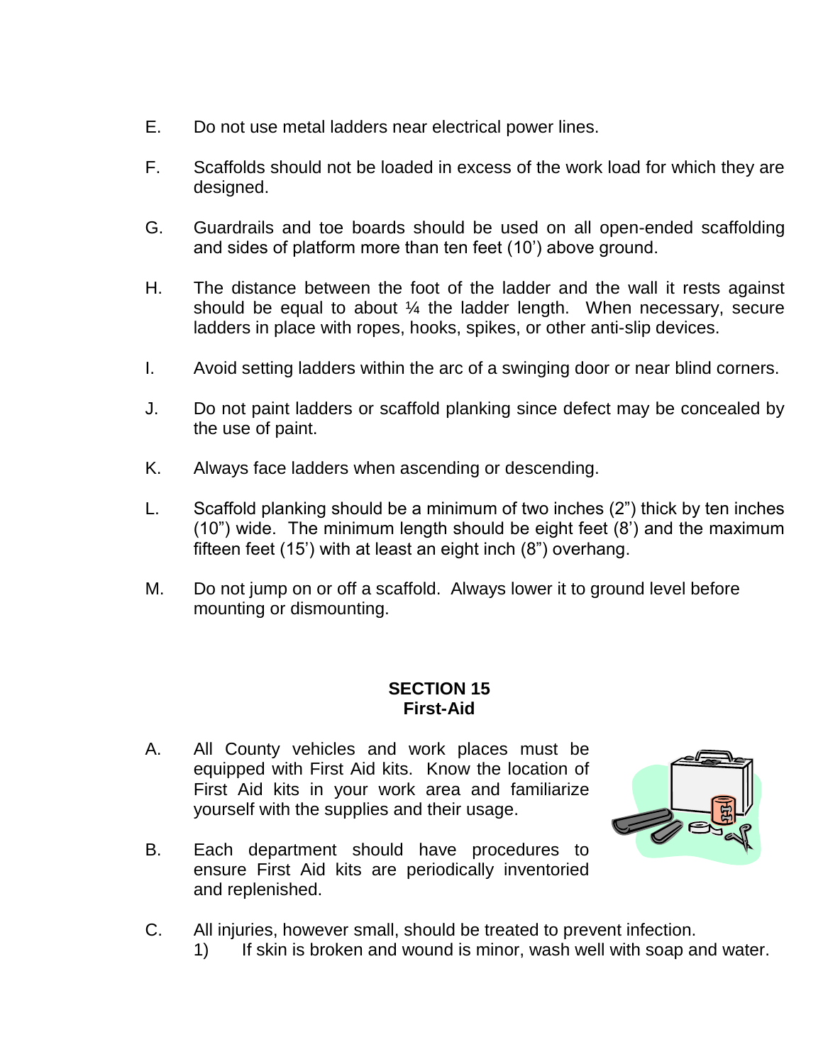E. Do not use metal ladders near electrical power lines.

F. Scaffolds should not be loaded in excess of the work load for which they are designed.

G. Guardrails and toe boards should be used on all open-ended scaffolding and sides of platform more than ten feet (10') above ground.

H. The distance between the foot of the ladder and the wall it rests against should be equal to about ¼ the ladder length. When necessary, secure ladders in place with ropes, hooks, spikes, or other anti-slip devices.

I. Avoid setting ladders within the arc of a swinging door or near blind corners.

J. Do not paint ladders or scaffold planking since defect may be concealed by the use of paint.

K. Always face ladders when ascending or descending.

L. Scaffold planking should be a minimum of two inches (2") thick by ten inches (10") wide. The minimum length should be eight feet (8') and the maximum fifteen feet (15') with at least an eight inch (8") overhang.

M. Do not jump on or off a scaffold. Always lower it to ground level before mounting or dismounting.

## SECTION 15
## First-Aid

A. All County vehicles and work places must be equipped with First Aid kits. Know the location of First Aid kits in your work area and familiarize yourself with the supplies and their usage.

B. Each department should have procedures to ensure First Aid kits are periodically inventoried and replenished.

C. All injuries, however small, should be treated to prevent infection.
   1) If skin is broken and wound is minor, wash well with soap and water.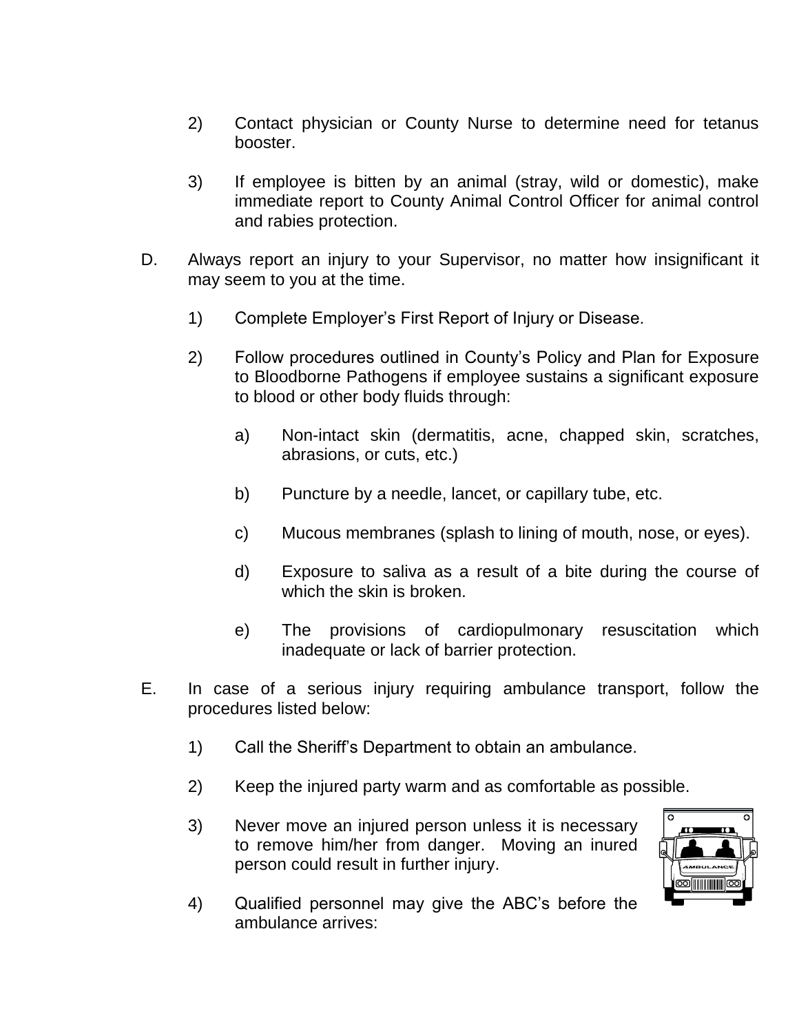2) Contact physician or County Nurse to determine need for tetanus booster.

3) If employee is bitten by an animal (stray, wild or domestic), make immediate report to County Animal Control Officer for animal control and rabies protection.

D. Always report an injury to your Supervisor, no matter how insignificant it may seem to you at the time.

1) Complete Employer's First Report of Injury or Disease.

2) Follow procedures outlined in County's Policy and Plan for Exposure to Bloodborne Pathogens if employee sustains a significant exposure to blood or other body fluids through:

a) Non-intact skin (dermatitis, acne, chapped skin, scratches, abrasions, or cuts, etc.)

b) Puncture by a needle, lancet, or capillary tube, etc.

c) Mucous membranes (splash to lining of mouth, nose, or eyes).

d) Exposure to saliva as a result of a bite during the course of which the skin is broken.

e) The provisions of cardiopulmonary resuscitation which inadequate or lack of barrier protection.

E. In case of a serious injury requiring ambulance transport, follow the procedures listed below:

1) Call the Sheriff's Department to obtain an ambulance.

2) Keep the injured party warm and as comfortable as possible.

3) Never move an injured person unless it is necessary to remove him/her from danger. Moving an inured person could result in further injury.

4) Qualified personnel may give the ABC's before the ambulance arrives: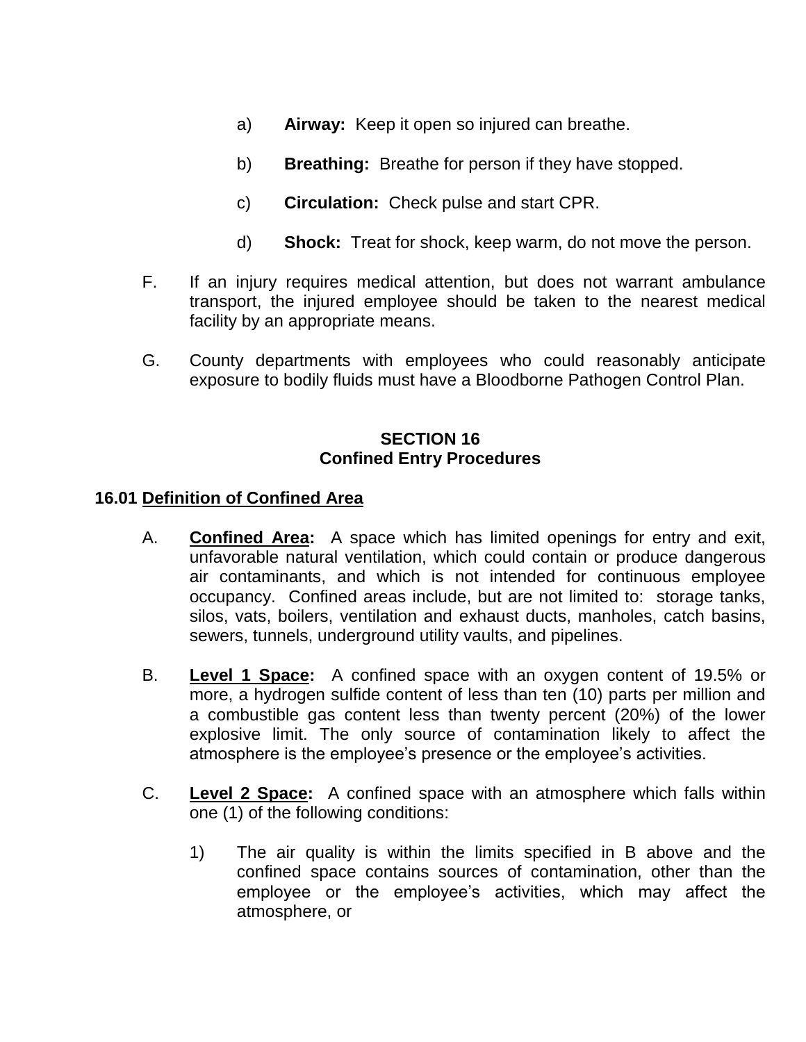a) **Airway:** Keep it open so injured can breathe.

b) **Breathing:** Breathe for person if they have stopped.

c) **Circulation:** Check pulse and start CPR.

d) **Shock:** Treat for shock, keep warm, do not move the person.

F. If an injury requires medical attention, but does not warrant ambulance transport, the injured employee should be taken to the nearest medical facility by an appropriate means.

G. County departments with employees who could reasonably anticipate exposure to bodily fluids must have a Bloodborne Pathogen Control Plan.

## SECTION 16
## Confined Entry Procedures

### 16.01 Definition of Confined Area

A. **Confined Area:** A space which has limited openings for entry and exit, unfavorable natural ventilation, which could contain or produce dangerous air contaminants, and which is not intended for continuous employee occupancy. Confined areas include, but are not limited to: storage tanks, silos, vats, boilers, ventilation and exhaust ducts, manholes, catch basins, sewers, tunnels, underground utility vaults, and pipelines.

B. **Level 1 Space:** A confined space with an oxygen content of 19.5% or more, a hydrogen sulfide content of less than ten (10) parts per million and a combustible gas content less than twenty percent (20%) of the lower explosive limit. The only source of contamination likely to affect the atmosphere is the employee's presence or the employee's activities.

C. **Level 2 Space:** A confined space with an atmosphere which falls within one (1) of the following conditions:

1) The air quality is within the limits specified in B above and the confined space contains sources of contamination, other than the employee or the employee's activities, which may affect the atmosphere, or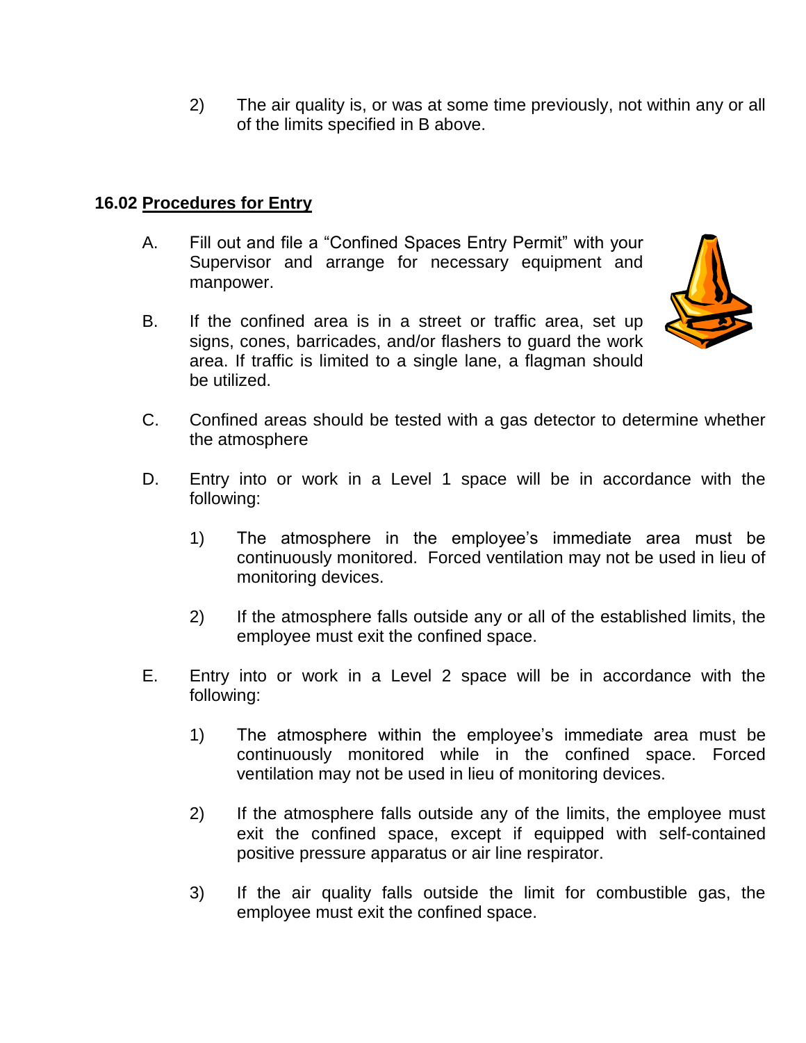2) The air quality is, or was at some time previously, not within any or all of the limits specified in B above.

### 16.02 Procedures for Entry

A. Fill out and file a "Confined Spaces Entry Permit" with your Supervisor and arrange for necessary equipment and manpower.

B. If the confined area is in a street or traffic area, set up signs, cones, barricades, and/or flashers to guard the work area. If traffic is limited to a single lane, a flagman should be utilized.

C. Confined areas should be tested with a gas detector to determine whether the atmosphere

D. Entry into or work in a Level 1 space will be in accordance with the following:

1) The atmosphere in the employee's immediate area must be continuously monitored. Forced ventilation may not be used in lieu of monitoring devices.

2) If the atmosphere falls outside any or all of the established limits, the employee must exit the confined space.

E. Entry into or work in a Level 2 space will be in accordance with the following:

1) The atmosphere within the employee's immediate area must be continuously monitored while in the confined space. Forced ventilation may not be used in lieu of monitoring devices.

2) If the atmosphere falls outside any of the limits, the employee must exit the confined space, except if equipped with self-contained positive pressure apparatus or air line respirator.

3) If the air quality falls outside the limit for combustible gas, the employee must exit the confined space.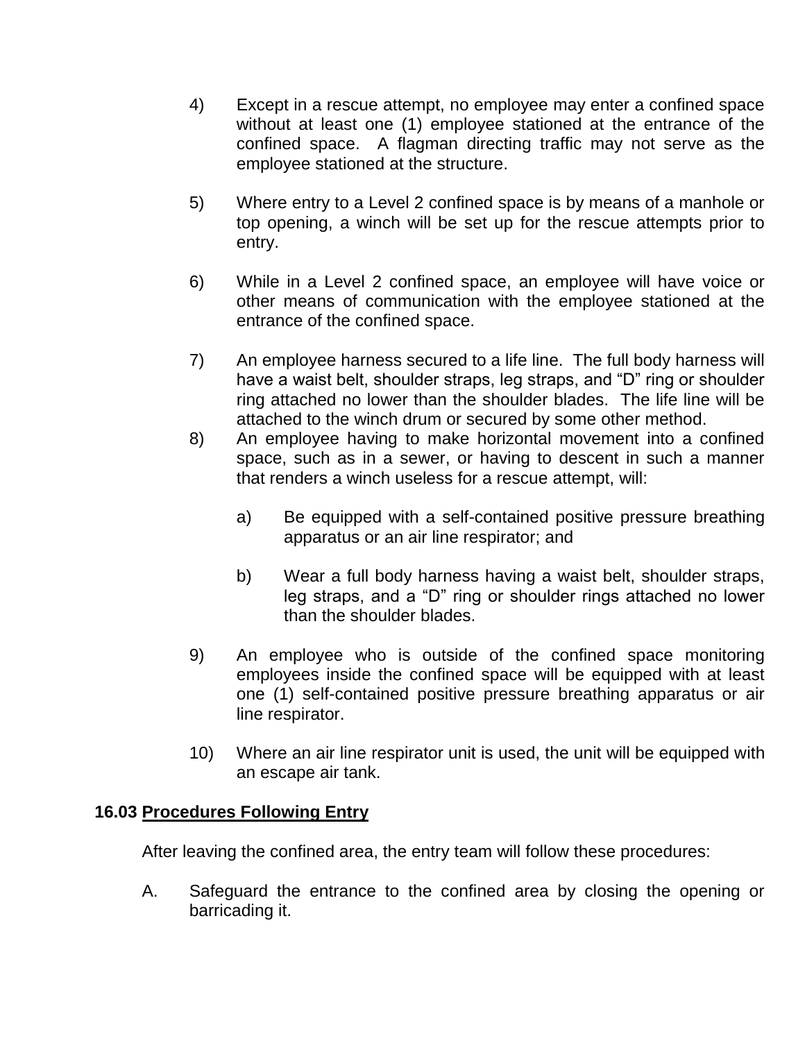4) Except in a rescue attempt, no employee may enter a confined space without at least one (1) employee stationed at the entrance of the confined space. A flagman directing traffic may not serve as the employee stationed at the structure.

5) Where entry to a Level 2 confined space is by means of a manhole or top opening, a winch will be set up for the rescue attempts prior to entry.

6) While in a Level 2 confined space, an employee will have voice or other means of communication with the employee stationed at the entrance of the confined space.

7) An employee harness secured to a life line. The full body harness will have a waist belt, shoulder straps, leg straps, and "D" ring or shoulder ring attached no lower than the shoulder blades. The life line will be attached to the winch drum or secured by some other method.

8) An employee having to make horizontal movement into a confined space, such as in a sewer, or having to descent in such a manner that renders a winch useless for a rescue attempt, will:

   a) Be equipped with a self-contained positive pressure breathing apparatus or an air line respirator; and

   b) Wear a full body harness having a waist belt, shoulder straps, leg straps, and a "D" ring or shoulder rings attached no lower than the shoulder blades.

9) An employee who is outside of the confined space monitoring employees inside the confined space will be equipped with at least one (1) self-contained positive pressure breathing apparatus or air line respirator.

10) Where an air line respirator unit is used, the unit will be equipped with an escape air tank.

### 16.03 Procedures Following Entry

After leaving the confined area, the entry team will follow these procedures:

A. Safeguard the entrance to the confined area by closing the opening or barricading it.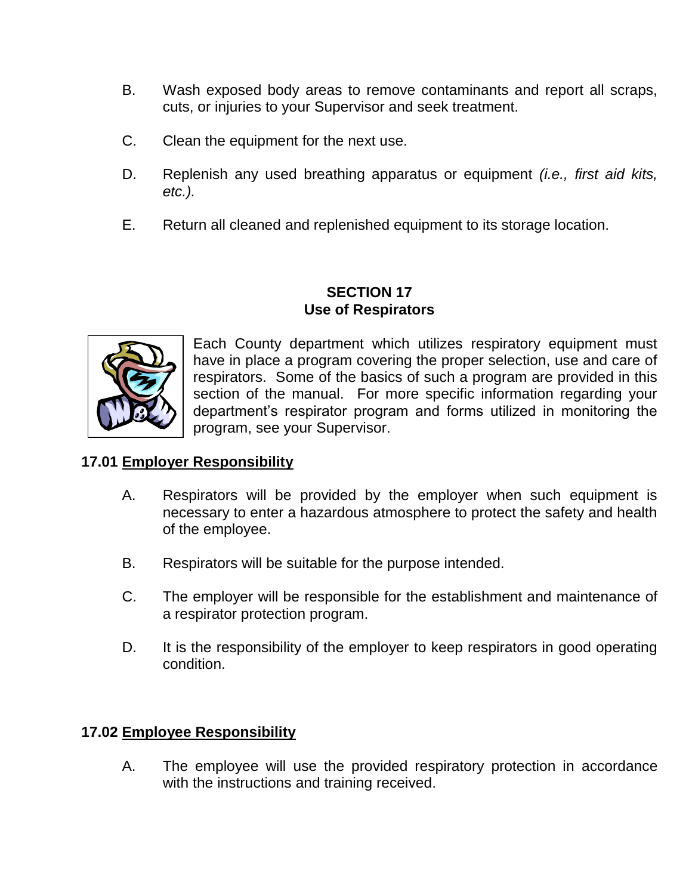B. Wash exposed body areas to remove contaminants and report all scraps, cuts, or injuries to your Supervisor and seek treatment.

C. Clean the equipment for the next use.

D. Replenish any used breathing apparatus or equipment *(i.e., first aid kits, etc.).*

E. Return all cleaned and replenished equipment to its storage location.

## SECTION 17
## Use of Respirators

Each County department which utilizes respiratory equipment must have in place a program covering the proper selection, use and care of respirators. Some of the basics of such a program are provided in this section of the manual. For more specific information regarding your department's respirator program and forms utilized in monitoring the program, see your Supervisor.

### 17.01 Employer Responsibility

A. Respirators will be provided by the employer when such equipment is necessary to enter a hazardous atmosphere to protect the safety and health of the employee.

B. Respirators will be suitable for the purpose intended.

C. The employer will be responsible for the establishment and maintenance of a respirator protection program.

D. It is the responsibility of the employer to keep respirators in good operating condition.

### 17.02 Employee Responsibility

A. The employee will use the provided respiratory protection in accordance with the instructions and training received.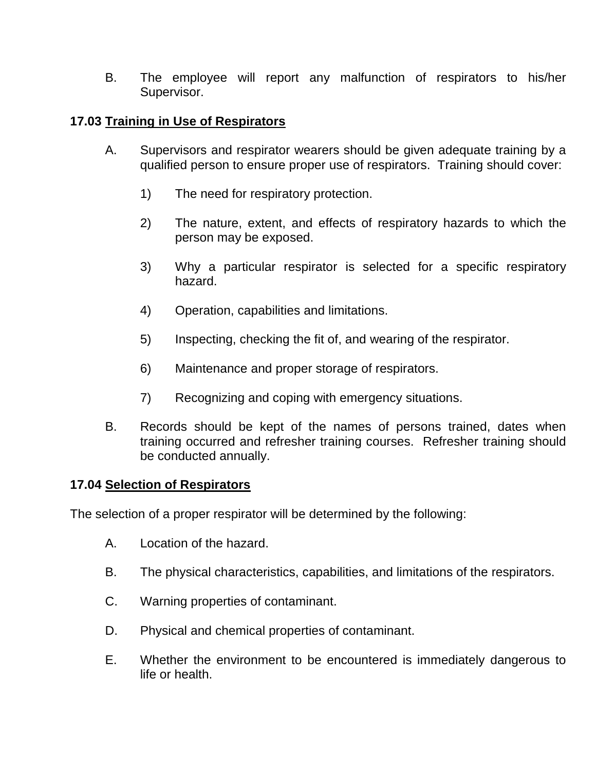B. The employee will report any malfunction of respirators to his/her Supervisor.

### 17.03 Training in Use of Respirators

A. Supervisors and respirator wearers should be given adequate training by a qualified person to ensure proper use of respirators. Training should cover:

   1) The need for respiratory protection.

   2) The nature, extent, and effects of respiratory hazards to which the person may be exposed.

   3) Why a particular respirator is selected for a specific respiratory hazard.

   4) Operation, capabilities and limitations.

   5) Inspecting, checking the fit of, and wearing of the respirator.

   6) Maintenance and proper storage of respirators.

   7) Recognizing and coping with emergency situations.

B. Records should be kept of the names of persons trained, dates when training occurred and refresher training courses. Refresher training should be conducted annually.

### 17.04 Selection of Respirators

The selection of a proper respirator will be determined by the following:

A. Location of the hazard.

B. The physical characteristics, capabilities, and limitations of the respirators.

C. Warning properties of contaminant.

D. Physical and chemical properties of contaminant.

E. Whether the environment to be encountered is immediately dangerous to life or health.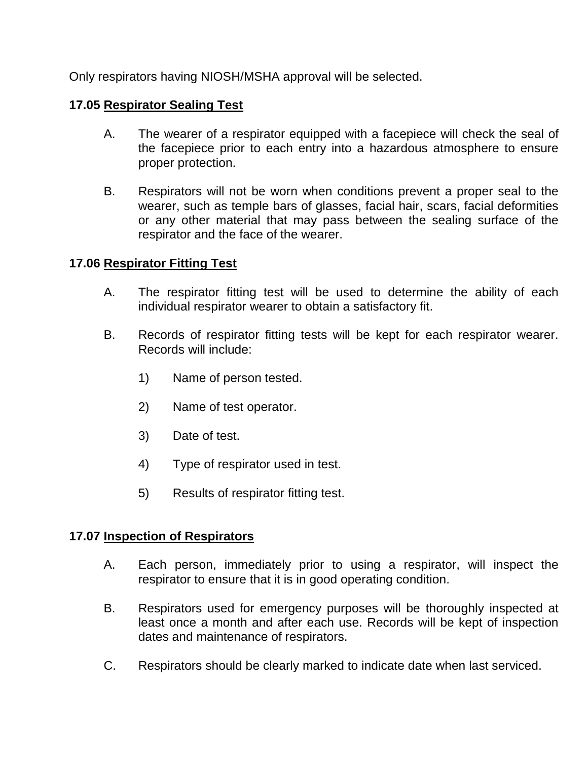Only respirators having NIOSH/MSHA approval will be selected.

**17.05 Respirator Sealing Test**

A. The wearer of a respirator equipped with a facepiece will check the seal of the facepiece prior to each entry into a hazardous atmosphere to ensure proper protection.

B. Respirators will not be worn when conditions prevent a proper seal to the wearer, such as temple bars of glasses, facial hair, scars, facial deformities or any other material that may pass between the sealing surface of the respirator and the face of the wearer.

**17.06 Respirator Fitting Test**

A. The respirator fitting test will be used to determine the ability of each individual respirator wearer to obtain a satisfactory fit.

B. Records of respirator fitting tests will be kept for each respirator wearer. Records will include:

1) Name of person tested.

2) Name of test operator.

3) Date of test.

4) Type of respirator used in test.

5) Results of respirator fitting test.

**17.07 Inspection of Respirators**

A. Each person, immediately prior to using a respirator, will inspect the respirator to ensure that it is in good operating condition.

B. Respirators used for emergency purposes will be thoroughly inspected at least once a month and after each use. Records will be kept of inspection dates and maintenance of respirators.

C. Respirators should be clearly marked to indicate date when last serviced.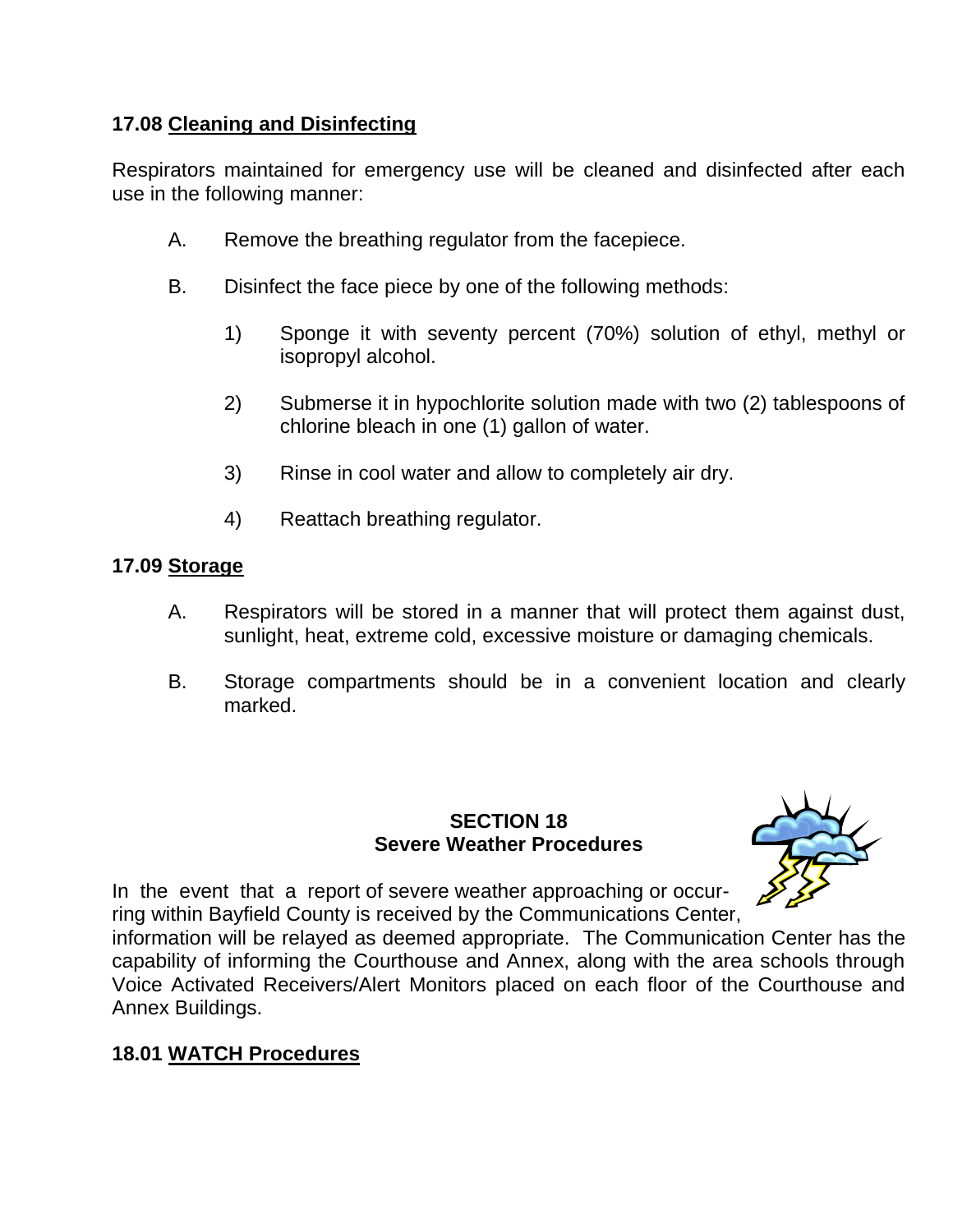**17.08 Cleaning and Disinfecting**

Respirators maintained for emergency use will be cleaned and disinfected after each use in the following manner:

A. Remove the breathing regulator from the facepiece.

B. Disinfect the face piece by one of the following methods:

   1) Sponge it with seventy percent (70%) solution of ethyl, methyl or isopropyl alcohol.

   2) Submerse it in hypochlorite solution made with two (2) tablespoons of chlorine bleach in one (1) gallon of water.

   3) Rinse in cool water and allow to completely air dry.

   4) Reattach breathing regulator.

**17.09 Storage**

A. Respirators will be stored in a manner that will protect them against dust, sunlight, heat, extreme cold, excessive moisture or damaging chemicals.

B. Storage compartments should be in a convenient location and clearly marked.

## SECTION 18
## Severe Weather Procedures

In the event that a report of severe weather approaching or occurring within Bayfield County is received by the Communications Center, information will be relayed as deemed appropriate. The Communication Center has the capability of informing the Courthouse and Annex, along with the area schools through Voice Activated Receivers/Alert Monitors placed on each floor of the Courthouse and Annex Buildings.

**18.01 WATCH Procedures**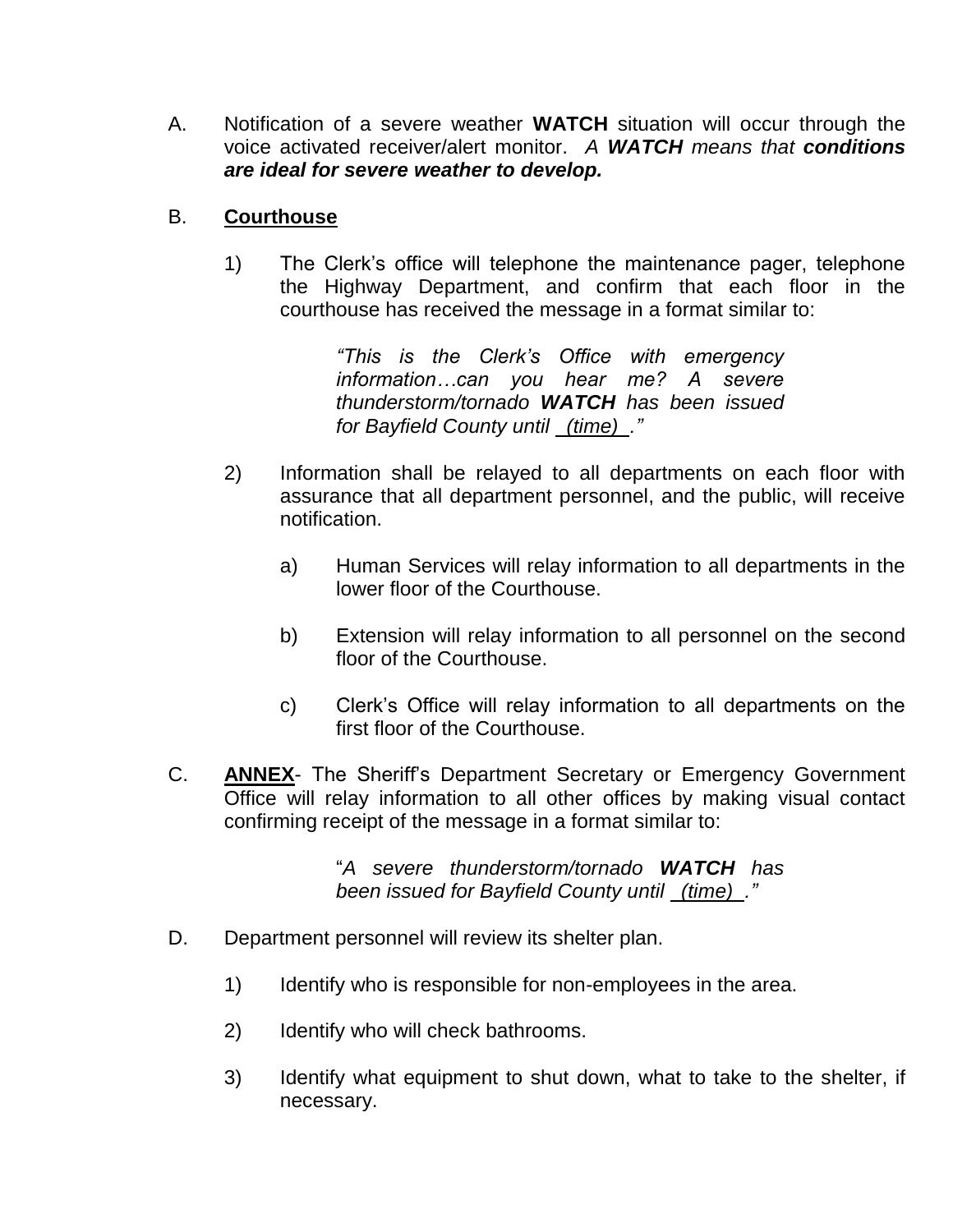A. Notification of a severe weather **WATCH** situation will occur through the voice activated receiver/alert monitor. *A **WATCH** means that **conditions are ideal for severe weather to develop.***

B. **<u>Courthouse</u>**

   1) The Clerk's office will telephone the maintenance pager, telephone the Highway Department, and confirm that each floor in the courthouse has received the message in a format similar to:

      > *"This is the Clerk's Office with emergency information…can you hear me? A severe thunderstorm/tornado **WATCH** has been issued for Bayfield County until <u>(time)</u>."*

   2) Information shall be relayed to all departments on each floor with assurance that all department personnel, and the public, will receive notification.

      a) Human Services will relay information to all departments in the lower floor of the Courthouse.

      b) Extension will relay information to all personnel on the second floor of the Courthouse.

      c) Clerk's Office will relay information to all departments on the first floor of the Courthouse.

C. **<u>ANNEX</u>**- The Sheriff's Department Secretary or Emergency Government Office will relay information to all other offices by making visual contact confirming receipt of the message in a format similar to:

   > "*A severe thunderstorm/tornado **WATCH** has been issued for Bayfield County until <u>(time)</u>."*

D. Department personnel will review its shelter plan.

   1) Identify who is responsible for non-employees in the area.

   2) Identify who will check bathrooms.

   3) Identify what equipment to shut down, what to take to the shelter, if necessary.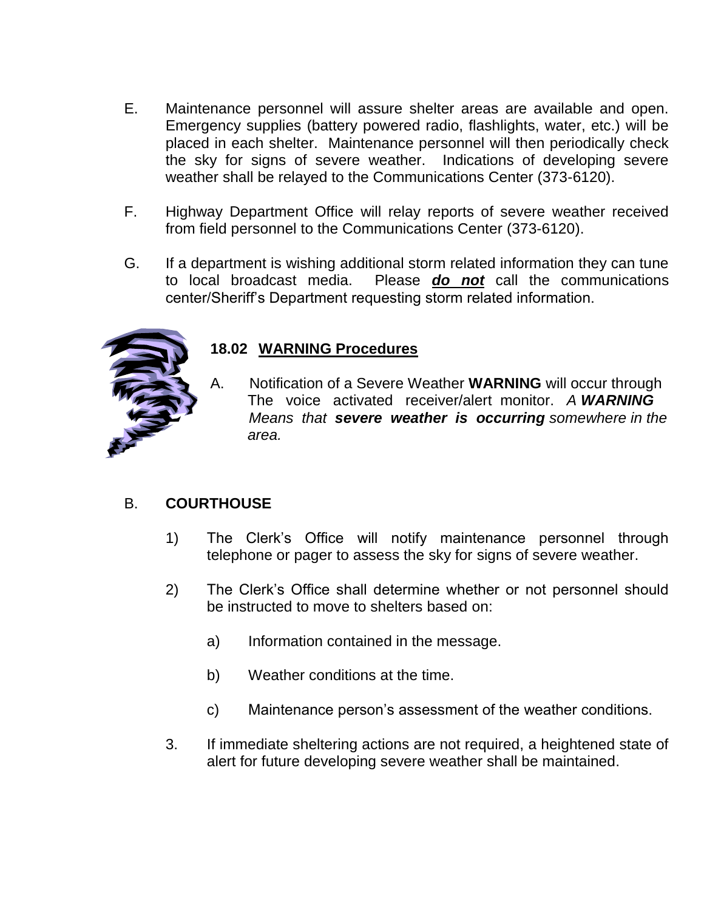E. Maintenance personnel will assure shelter areas are available and open. Emergency supplies (battery powered radio, flashlights, water, etc.) will be placed in each shelter. Maintenance personnel will then periodically check the sky for signs of severe weather. Indications of developing severe weather shall be relayed to the Communications Center (373-6120).

F. Highway Department Office will relay reports of severe weather received from field personnel to the Communications Center (373-6120).

G. If a department is wishing additional storm related information they can tune to local broadcast media. Please ***do not*** call the communications center/Sheriff's Department requesting storm related information.

### 18.02 WARNING Procedures

A. Notification of a Severe Weather **WARNING** will occur through The voice activated receiver/alert monitor. *A **WARNING** Means that **severe weather is occurring** somewhere in the area.*

B. **COURTHOUSE**

1) The Clerk's Office will notify maintenance personnel through telephone or pager to assess the sky for signs of severe weather.

2) The Clerk's Office shall determine whether or not personnel should be instructed to move to shelters based on:

   a) Information contained in the message.

   b) Weather conditions at the time.

   c) Maintenance person's assessment of the weather conditions.

3. If immediate sheltering actions are not required, a heightened state of alert for future developing severe weather shall be maintained.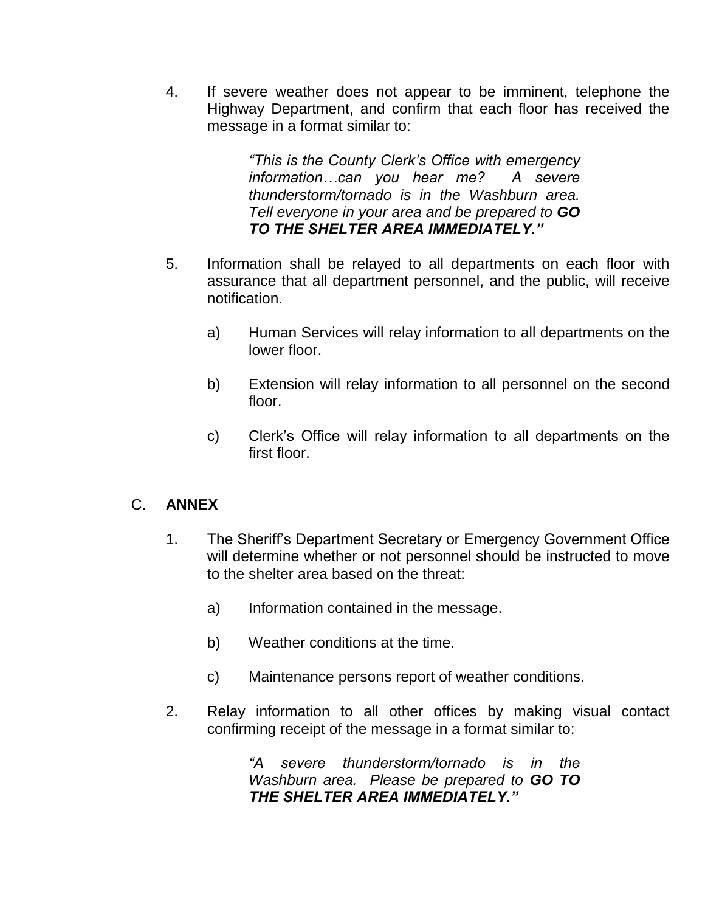4. If severe weather does not appear to be imminent, telephone the Highway Department, and confirm that each floor has received the message in a format similar to:

   > *"This is the County Clerk's Office with emergency information…can you hear me? A severe thunderstorm/tornado is in the Washburn area. Tell everyone in your area and be prepared to **GO TO THE SHELTER AREA IMMEDIATELY."***

5. Information shall be relayed to all departments on each floor with assurance that all department personnel, and the public, will receive notification.

   a) Human Services will relay information to all departments on the lower floor.

   b) Extension will relay information to all personnel on the second floor.

   c) Clerk's Office will relay information to all departments on the first floor.

## C. **ANNEX**

1. The Sheriff's Department Secretary or Emergency Government Office will determine whether or not personnel should be instructed to move to the shelter area based on the threat:

   a) Information contained in the message.

   b) Weather conditions at the time.

   c) Maintenance persons report of weather conditions.

2. Relay information to all other offices by making visual contact confirming receipt of the message in a format similar to:

   > *"A severe thunderstorm/tornado is in the Washburn area. Please be prepared to **GO TO THE SHELTER AREA IMMEDIATELY."***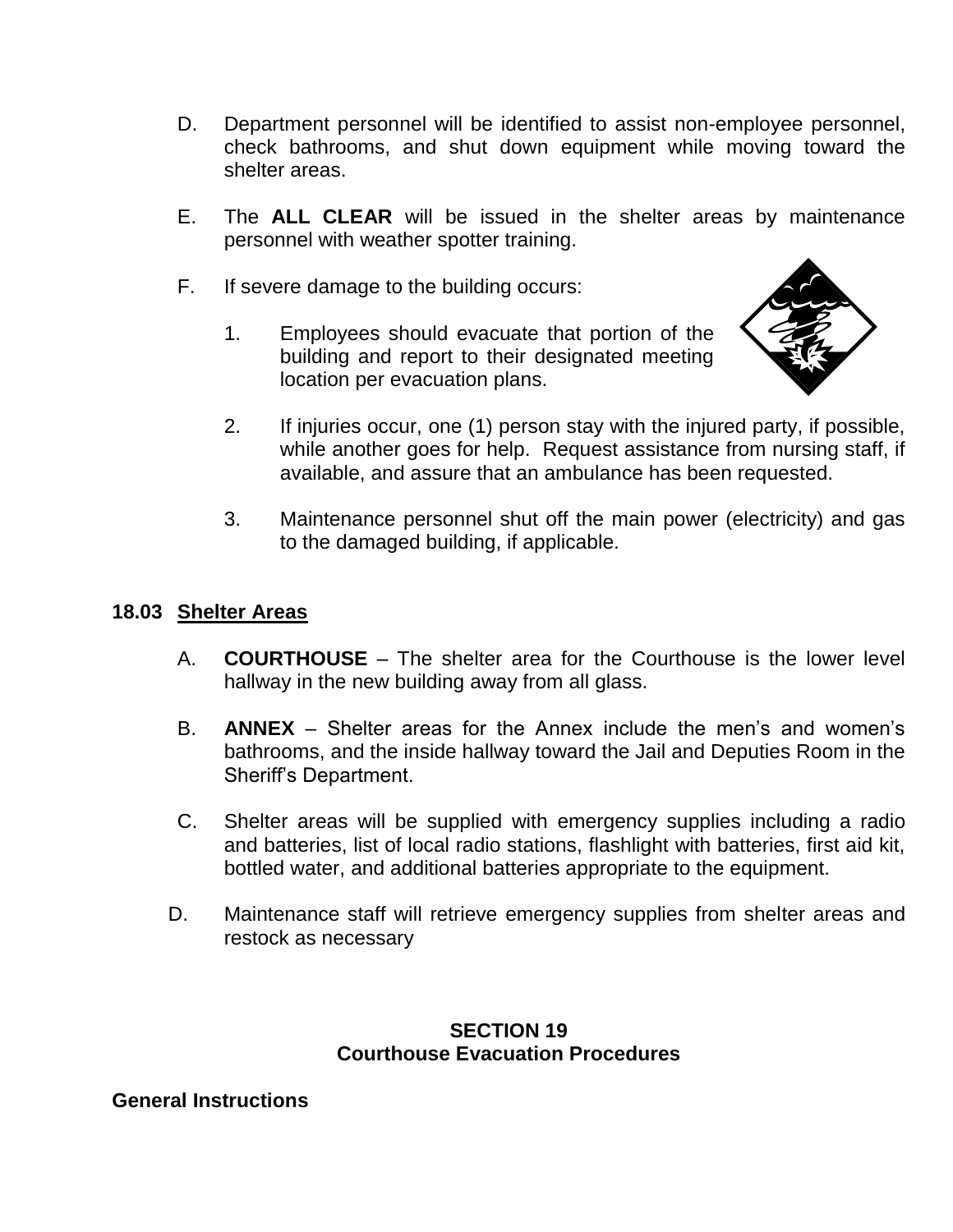D. Department personnel will be identified to assist non-employee personnel, check bathrooms, and shut down equipment while moving toward the shelter areas.

E. The **ALL CLEAR** will be issued in the shelter areas by maintenance personnel with weather spotter training.

F. If severe damage to the building occurs:

1. Employees should evacuate that portion of the building and report to their designated meeting location per evacuation plans.

2. If injuries occur, one (1) person stay with the injured party, if possible, while another goes for help. Request assistance from nursing staff, if available, and assure that an ambulance has been requested.

3. Maintenance personnel shut off the main power (electricity) and gas to the damaged building, if applicable.

### 18.03 Shelter Areas

A. **COURTHOUSE** – The shelter area for the Courthouse is the lower level hallway in the new building away from all glass.

B. **ANNEX** – Shelter areas for the Annex include the men's and women's bathrooms, and the inside hallway toward the Jail and Deputies Room in the Sheriff's Department.

C. Shelter areas will be supplied with emergency supplies including a radio and batteries, list of local radio stations, flashlight with batteries, first aid kit, bottled water, and additional batteries appropriate to the equipment.

D. Maintenance staff will retrieve emergency supplies from shelter areas and restock as necessary

## SECTION 19
## Courthouse Evacuation Procedures

### General Instructions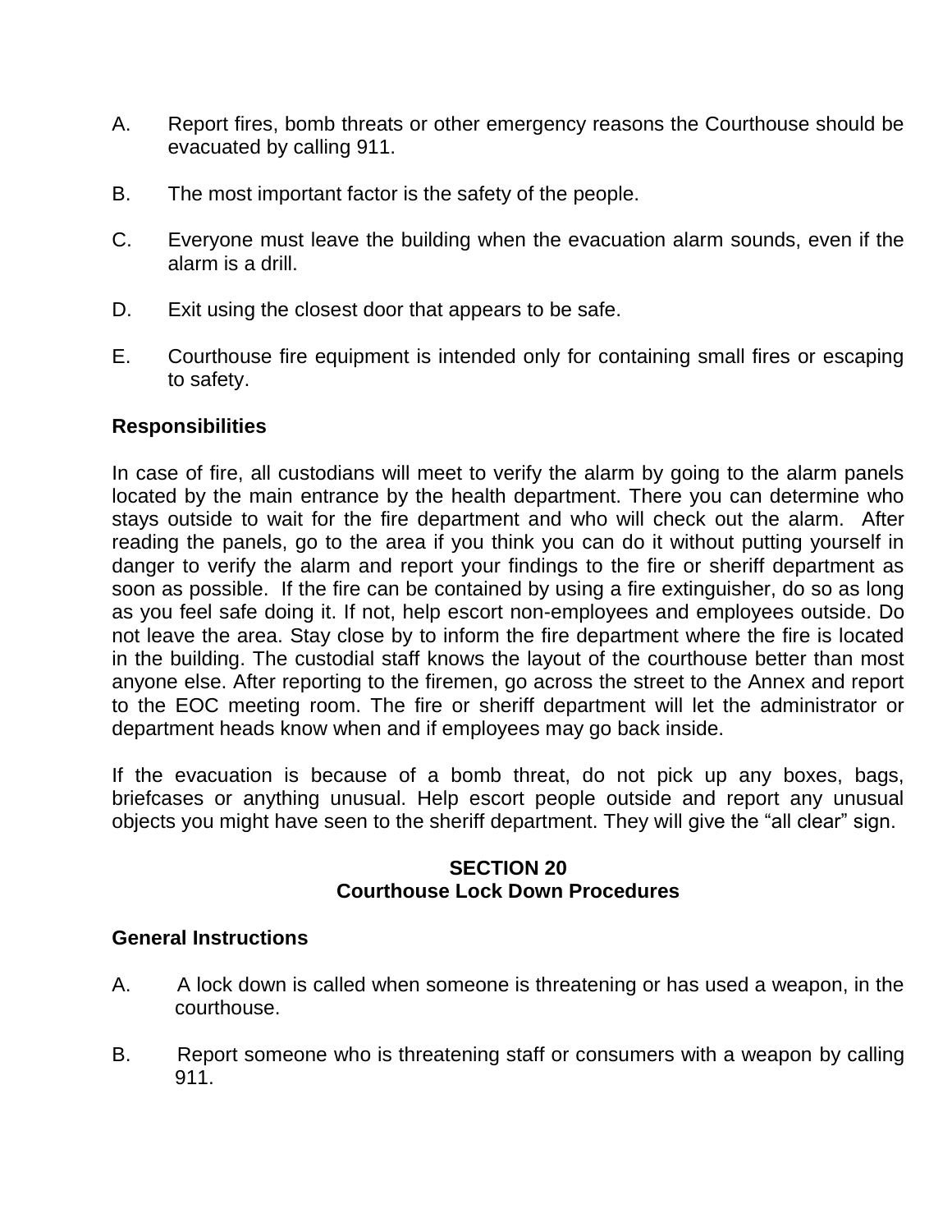A. Report fires, bomb threats or other emergency reasons the Courthouse should be evacuated by calling 911.

B. The most important factor is the safety of the people.

C. Everyone must leave the building when the evacuation alarm sounds, even if the alarm is a drill.

D. Exit using the closest door that appears to be safe.

E. Courthouse fire equipment is intended only for containing small fires or escaping to safety.

**Responsibilities**

In case of fire, all custodians will meet to verify the alarm by going to the alarm panels located by the main entrance by the health department. There you can determine who stays outside to wait for the fire department and who will check out the alarm. After reading the panels, go to the area if you think you can do it without putting yourself in danger to verify the alarm and report your findings to the fire or sheriff department as soon as possible. If the fire can be contained by using a fire extinguisher, do so as long as you feel safe doing it. If not, help escort non-employees and employees outside. Do not leave the area. Stay close by to inform the fire department where the fire is located in the building. The custodial staff knows the layout of the courthouse better than most anyone else. After reporting to the firemen, go across the street to the Annex and report to the EOC meeting room. The fire or sheriff department will let the administrator or department heads know when and if employees may go back inside.

If the evacuation is because of a bomb threat, do not pick up any boxes, bags, briefcases or anything unusual. Help escort people outside and report any unusual objects you might have seen to the sheriff department. They will give the “all clear” sign.

## SECTION 20
## Courthouse Lock Down Procedures

**General Instructions**

A. A lock down is called when someone is threatening or has used a weapon, in the courthouse.

B. Report someone who is threatening staff or consumers with a weapon by calling 911.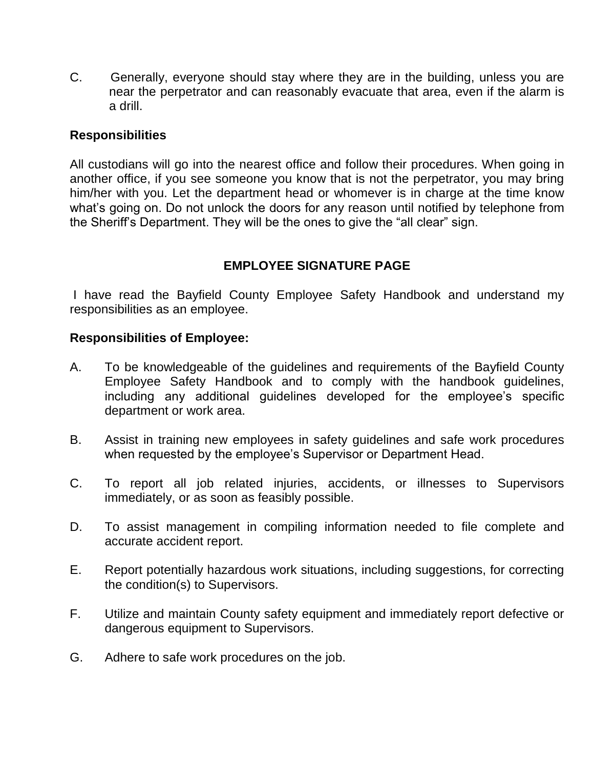C. Generally, everyone should stay where they are in the building, unless you are near the perpetrator and can reasonably evacuate that area, even if the alarm is a drill.

**Responsibilities**

All custodians will go into the nearest office and follow their procedures. When going in another office, if you see someone you know that is not the perpetrator, you may bring him/her with you. Let the department head or whomever is in charge at the time know what's going on. Do not unlock the doors for any reason until notified by telephone from the Sheriff's Department. They will be the ones to give the "all clear" sign.

## EMPLOYEE SIGNATURE PAGE

I have read the Bayfield County Employee Safety Handbook and understand my responsibilities as an employee.

**Responsibilities of Employee:**

A. To be knowledgeable of the guidelines and requirements of the Bayfield County Employee Safety Handbook and to comply with the handbook guidelines, including any additional guidelines developed for the employee's specific department or work area.

B. Assist in training new employees in safety guidelines and safe work procedures when requested by the employee's Supervisor or Department Head.

C. To report all job related injuries, accidents, or illnesses to Supervisors immediately, or as soon as feasibly possible.

D. To assist management in compiling information needed to file complete and accurate accident report.

E. Report potentially hazardous work situations, including suggestions, for correcting the condition(s) to Supervisors.

F. Utilize and maintain County safety equipment and immediately report defective or dangerous equipment to Supervisors.

G. Adhere to safe work procedures on the job.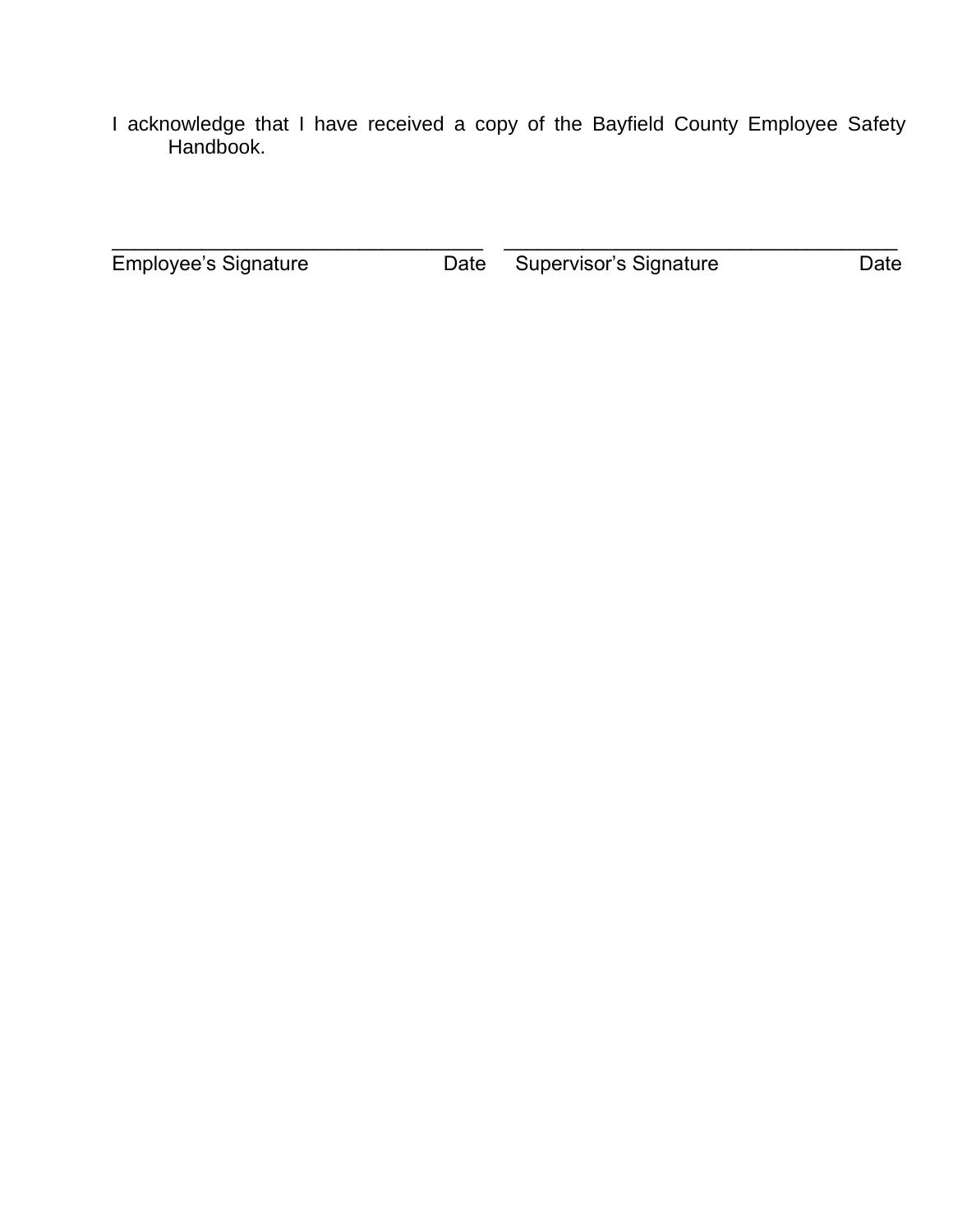I acknowledge that I have received a copy of the Bayfield County Employee Safety Handbook.

_________________________________________ _________________________________________

Employee's Signature Date Supervisor's Signature Date